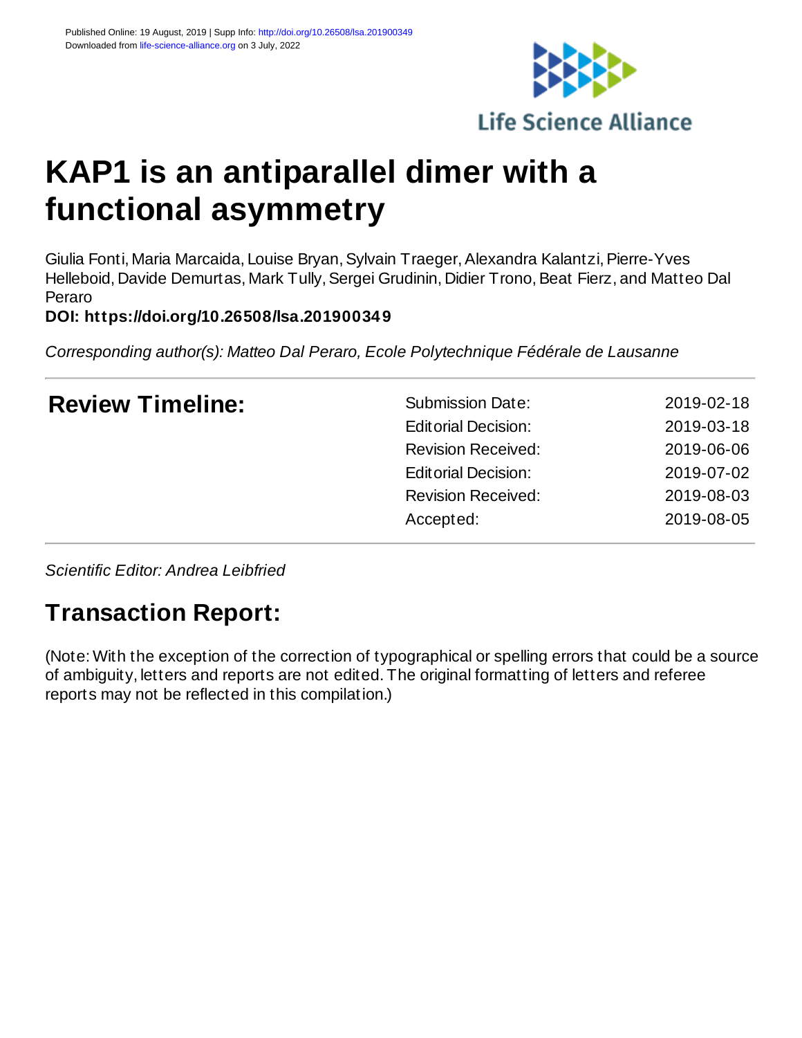Published Online: 19 August, 2019 | Supp Info: http://doi.org/10.26508/lsa.201900349
Downloaded from life-science-alliance.org on 3 July, 2022

Life Science Alliance

# KAP1 is an antiparallel dimer with a functional asymmetry

Giulia Fonti, Maria Marcaida, Louise Bryan, Sylvain Traeger, Alexandra Kalantzi, Pierre-Yves Helleboid, Davide Demurtas, Mark Tully, Sergei Grudinin, Didier Trono, Beat Fierz, and Matteo Dal Peraro

**DOI: https://doi.org/10.26508/lsa.201900349**

*Corresponding author(s): Matteo Dal Peraro, Ecole Polytechnique Fédérale de Lausanne*

## Review Timeline:

| | |
|---|---|
| Submission Date: | 2019-02-18 |
| Editorial Decision: | 2019-03-18 |
| Revision Received: | 2019-06-06 |
| Editorial Decision: | 2019-07-02 |
| Revision Received: | 2019-08-03 |
| Accepted: | 2019-08-05 |

*Scientific Editor: Andrea Leibfried*

## Transaction Report:

(Note: With the exception of the correction of typographical or spelling errors that could be a source of ambiguity, letters and reports are not edited. The original formatting of letters and referee reports may not be reflected in this compilation.)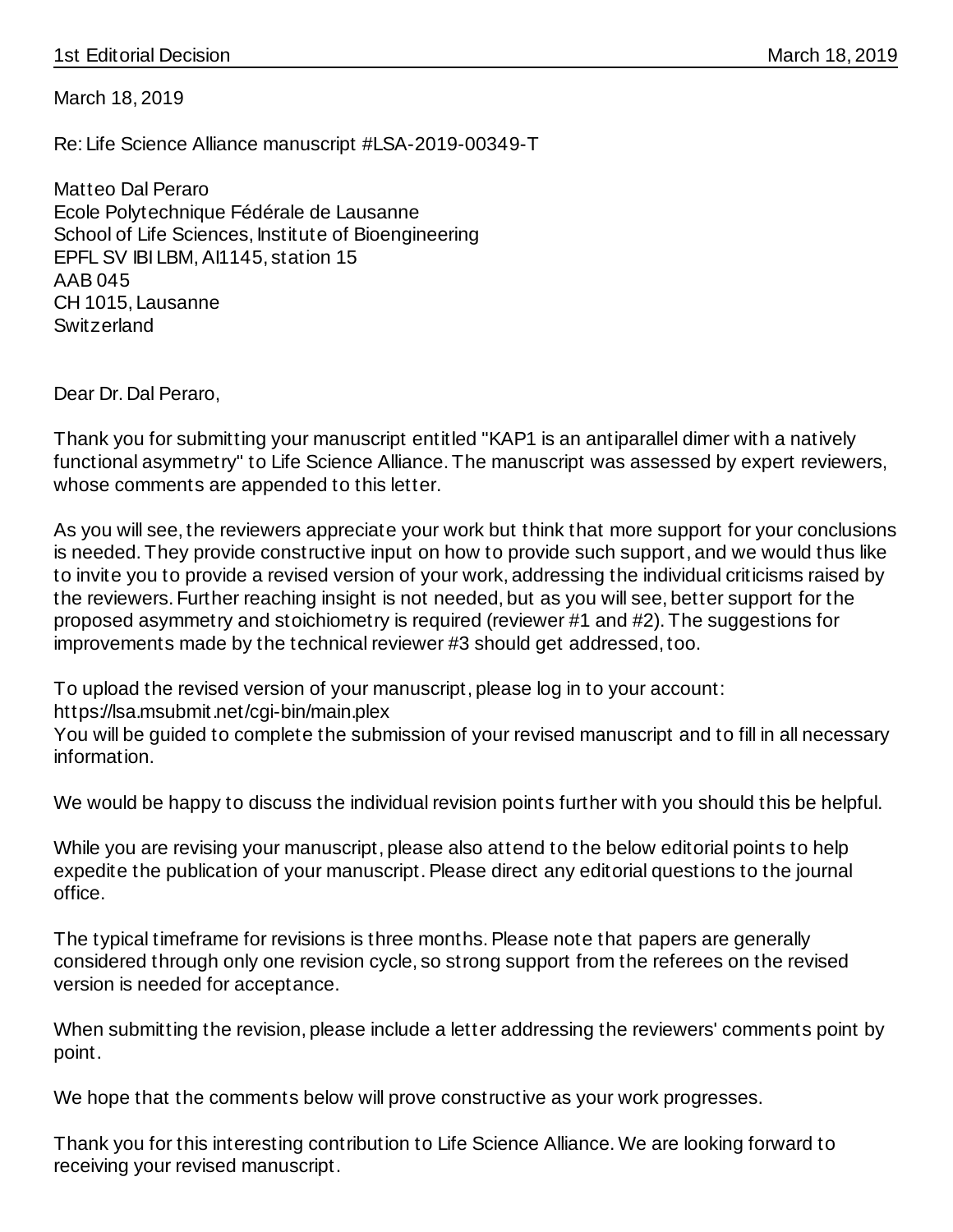March 18, 2019

Re: Life Science Alliance manuscript #LSA-2019-00349-T

Matteo Dal Peraro
Ecole Polytechnique Fédérale de Lausanne
School of Life Sciences, Institute of Bioengineering
EPFL SV IBI LBM, AI1145, station 15
AAB 045
CH 1015, Lausanne
Switzerland

Dear Dr. Dal Peraro,

Thank you for submitting your manuscript entitled "KAP1 is an antiparallel dimer with a natively functional asymmetry" to Life Science Alliance. The manuscript was assessed by expert reviewers, whose comments are appended to this letter.

As you will see, the reviewers appreciate your work but think that more support for your conclusions is needed. They provide constructive input on how to provide such support, and we would thus like to invite you to provide a revised version of your work, addressing the individual criticisms raised by the reviewers. Further reaching insight is not needed, but as you will see, better support for the proposed asymmetry and stoichiometry is required (reviewer #1 and #2). The suggestions for improvements made by the technical reviewer #3 should get addressed, too.

To upload the revised version of your manuscript, please log in to your account:
https://lsa.msubmit.net/cgi-bin/main.plex
You will be guided to complete the submission of your revised manuscript and to fill in all necessary information.

We would be happy to discuss the individual revision points further with you should this be helpful.

While you are revising your manuscript, please also attend to the below editorial points to help expedite the publication of your manuscript. Please direct any editorial questions to the journal office.

The typical timeframe for revisions is three months. Please note that papers are generally considered through only one revision cycle, so strong support from the referees on the revised version is needed for acceptance.

When submitting the revision, please include a letter addressing the reviewers' comments point by point.

We hope that the comments below will prove constructive as your work progresses.

Thank you for this interesting contribution to Life Science Alliance. We are looking forward to receiving your revised manuscript.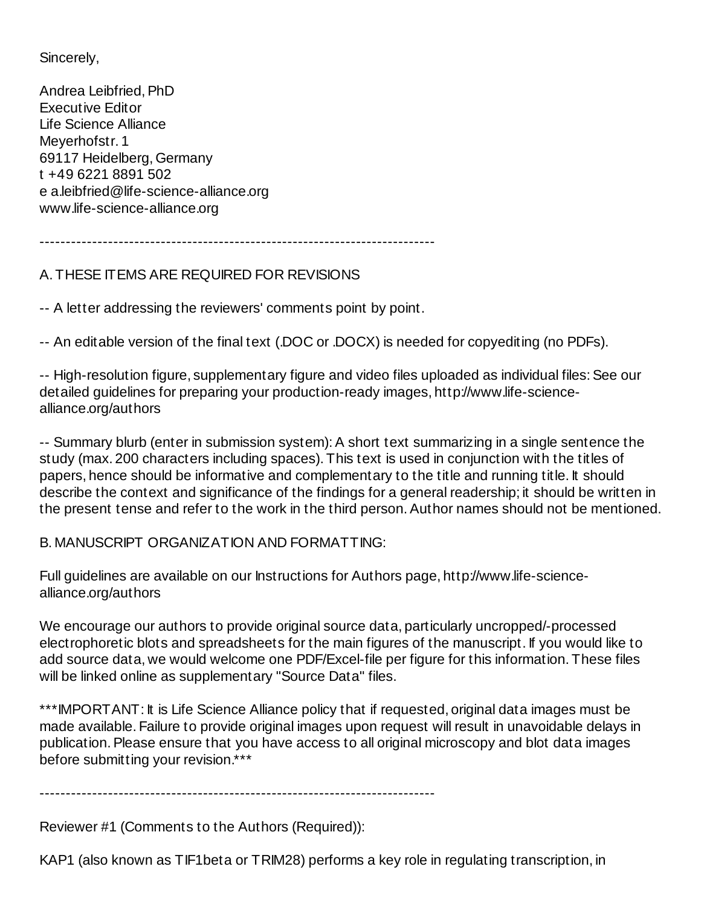Sincerely,

Andrea Leibfried, PhD
Executive Editor
Life Science Alliance
Meyerhofstr. 1
69117 Heidelberg, Germany
t +49 6221 8891 502
e a.leibfried@life-science-alliance.org
www.life-science-alliance.org

---------------------------------------------------------------------------

A. THESE ITEMS ARE REQUIRED FOR REVISIONS

-- A letter addressing the reviewers' comments point by point.

-- An editable version of the final text (.DOC or .DOCX) is needed for copyediting (no PDFs).

-- High-resolution figure, supplementary figure and video files uploaded as individual files: See our detailed guidelines for preparing your production-ready images, http://www.life-science-alliance.org/authors

-- Summary blurb (enter in submission system): A short text summarizing in a single sentence the study (max. 200 characters including spaces). This text is used in conjunction with the titles of papers, hence should be informative and complementary to the title and running title. It should describe the context and significance of the findings for a general readership; it should be written in the present tense and refer to the work in the third person. Author names should not be mentioned.

B. MANUSCRIPT ORGANIZATION AND FORMATTING:

Full guidelines are available on our Instructions for Authors page, http://www.life-science-alliance.org/authors

We encourage our authors to provide original source data, particularly uncropped/-processed electrophoretic blots and spreadsheets for the main figures of the manuscript. If you would like to add source data, we would welcome one PDF/Excel-file per figure for this information. These files will be linked online as supplementary "Source Data" files.

***IMPORTANT: It is Life Science Alliance policy that if requested, original data images must be made available. Failure to provide original images upon request will result in unavoidable delays in publication. Please ensure that you have access to all original microscopy and blot data images before submitting your revision.***

---------------------------------------------------------------------------

Reviewer #1 (Comments to the Authors (Required)):

KAP1 (also known as TIF1beta or TRIM28) performs a key role in regulating transcription, in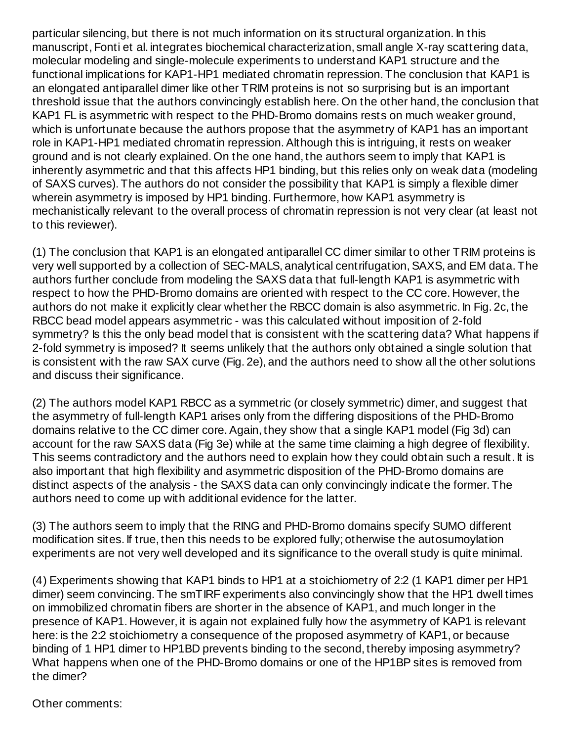particular silencing, but there is not much information on its structural organization. In this manuscript, Fonti et al. integrates biochemical characterization, small angle X-ray scattering data, molecular modeling and single-molecule experiments to understand KAP1 structure and the functional implications for KAP1-HP1 mediated chromatin repression. The conclusion that KAP1 is an elongated antiparallel dimer like other TRIM proteins is not so surprising but is an important threshold issue that the authors convincingly establish here. On the other hand, the conclusion that KAP1 FL is asymmetric with respect to the PHD-Bromo domains rests on much weaker ground, which is unfortunate because the authors propose that the asymmetry of KAP1 has an important role in KAP1-HP1 mediated chromatin repression. Although this is intriguing, it rests on weaker ground and is not clearly explained. On the one hand, the authors seem to imply that KAP1 is inherently asymmetric and that this affects HP1 binding, but this relies only on weak data (modeling of SAXS curves). The authors do not consider the possibility that KAP1 is simply a flexible dimer wherein asymmetry is imposed by HP1 binding. Furthermore, how KAP1 asymmetry is mechanistically relevant to the overall process of chromatin repression is not very clear (at least not to this reviewer).

(1) The conclusion that KAP1 is an elongated antiparallel CC dimer similar to other TRIM proteins is very well supported by a collection of SEC-MALS, analytical centrifugation, SAXS, and EM data. The authors further conclude from modeling the SAXS data that full-length KAP1 is asymmetric with respect to how the PHD-Bromo domains are oriented with respect to the CC core. However, the authors do not make it explicitly clear whether the RBCC domain is also asymmetric. In Fig. 2c, the RBCC bead model appears asymmetric - was this calculated without imposition of 2-fold symmetry? Is this the only bead model that is consistent with the scattering data? What happens if 2-fold symmetry is imposed? It seems unlikely that the authors only obtained a single solution that is consistent with the raw SAX curve (Fig. 2e), and the authors need to show all the other solutions and discuss their significance.

(2) The authors model KAP1 RBCC as a symmetric (or closely symmetric) dimer, and suggest that the asymmetry of full-length KAP1 arises only from the differing dispositions of the PHD-Bromo domains relative to the CC dimer core. Again, they show that a single KAP1 model (Fig 3d) can account for the raw SAXS data (Fig 3e) while at the same time claiming a high degree of flexibility. This seems contradictory and the authors need to explain how they could obtain such a result. It is also important that high flexibility and asymmetric disposition of the PHD-Bromo domains are distinct aspects of the analysis - the SAXS data can only convincingly indicate the former. The authors need to come up with additional evidence for the latter.

(3) The authors seem to imply that the RING and PHD-Bromo domains specify SUMO different modification sites. If true, then this needs to be explored fully; otherwise the autosumoylation experiments are not very well developed and its significance to the overall study is quite minimal.

(4) Experiments showing that KAP1 binds to HP1 at a stoichiometry of 2:2 (1 KAP1 dimer per HP1 dimer) seem convincing. The smTIRF experiments also convincingly show that the HP1 dwell times on immobilized chromatin fibers are shorter in the absence of KAP1, and much longer in the presence of KAP1. However, it is again not explained fully how the asymmetry of KAP1 is relevant here: is the 2:2 stoichiometry a consequence of the proposed asymmetry of KAP1, or because binding of 1 HP1 dimer to HP1BD prevents binding to the second, thereby imposing asymmetry? What happens when one of the PHD-Bromo domains or one of the HP1BP sites is removed from the dimer?

Other comments: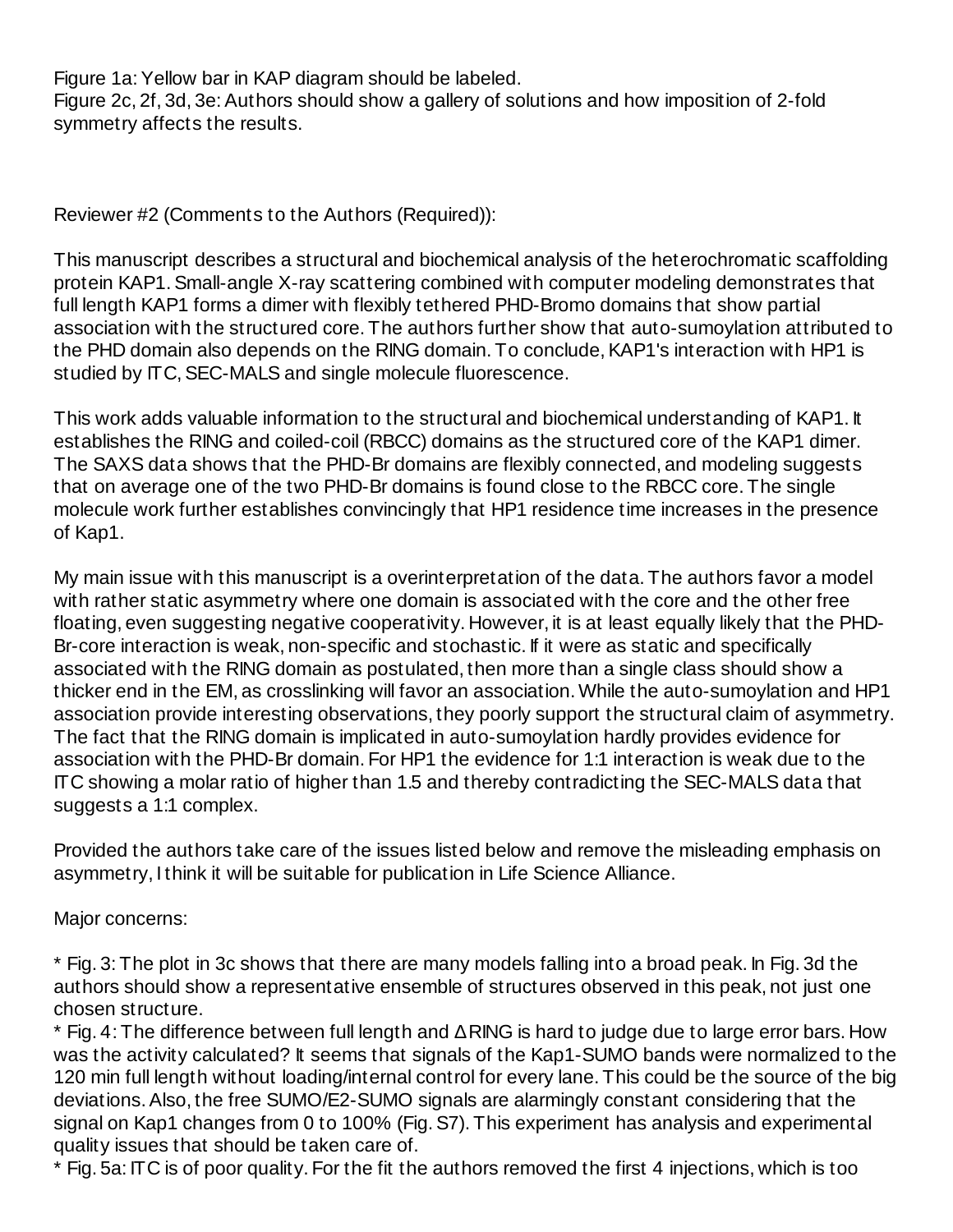Figure 1a: Yellow bar in KAP diagram should be labeled.
Figure 2c, 2f, 3d, 3e: Authors should show a gallery of solutions and how imposition of 2-fold symmetry affects the results.

Reviewer #2 (Comments to the Authors (Required)):

This manuscript describes a structural and biochemical analysis of the heterochromatic scaffolding protein KAP1. Small-angle X-ray scattering combined with computer modeling demonstrates that full length KAP1 forms a dimer with flexibly tethered PHD-Bromo domains that show partial association with the structured core. The authors further show that auto-sumoylation attributed to the PHD domain also depends on the RING domain. To conclude, KAP1's interaction with HP1 is studied by ITC, SEC-MALS and single molecule fluorescence.

This work adds valuable information to the structural and biochemical understanding of KAP1. It establishes the RING and coiled-coil (RBCC) domains as the structured core of the KAP1 dimer. The SAXS data shows that the PHD-Br domains are flexibly connected, and modeling suggests that on average one of the two PHD-Br domains is found close to the RBCC core. The single molecule work further establishes convincingly that HP1 residence time increases in the presence of Kap1.

My main issue with this manuscript is a overinterpretation of the data. The authors favor a model with rather static asymmetry where one domain is associated with the core and the other free floating, even suggesting negative cooperativity. However, it is at least equally likely that the PHD-Br-core interaction is weak, non-specific and stochastic. If it were as static and specifically associated with the RING domain as postulated, then more than a single class should show a thicker end in the EM, as crosslinking will favor an association. While the auto-sumoylation and HP1 association provide interesting observations, they poorly support the structural claim of asymmetry. The fact that the RING domain is implicated in auto-sumoylation hardly provides evidence for association with the PHD-Br domain. For HP1 the evidence for 1:1 interaction is weak due to the ITC showing a molar ratio of higher than 1.5 and thereby contradicting the SEC-MALS data that suggests a 1:1 complex.

Provided the authors take care of the issues listed below and remove the misleading emphasis on asymmetry, I think it will be suitable for publication in Life Science Alliance.

Major concerns:

* Fig. 3: The plot in 3c shows that there are many models falling into a broad peak. In Fig. 3d the authors should show a representative ensemble of structures observed in this peak, not just one chosen structure.
* Fig. 4: The difference between full length and ΔRING is hard to judge due to large error bars. How was the activity calculated? It seems that signals of the Kap1-SUMO bands were normalized to the 120 min full length without loading/internal control for every lane. This could be the source of the big deviations. Also, the free SUMO/E2-SUMO signals are alarmingly constant considering that the signal on Kap1 changes from 0 to 100% (Fig. S7). This experiment has analysis and experimental quality issues that should be taken care of.
* Fig. 5a: ITC is of poor quality. For the fit the authors removed the first 4 injections, which is too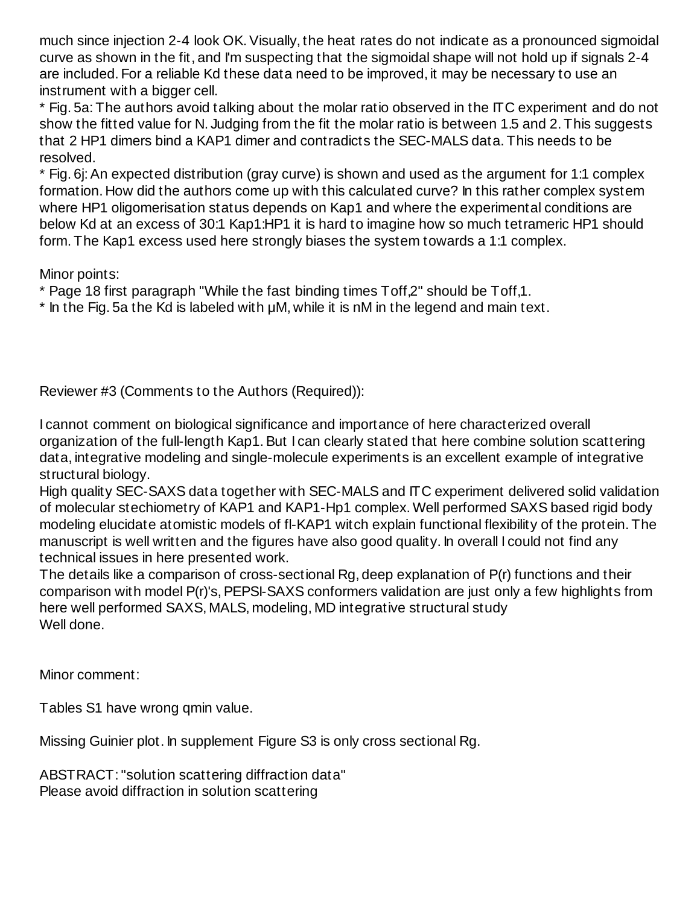much since injection 2-4 look OK. Visually, the heat rates do not indicate as a pronounced sigmoidal curve as shown in the fit, and I'm suspecting that the sigmoidal shape will not hold up if signals 2-4 are included. For a reliable Kd these data need to be improved, it may be necessary to use an instrument with a bigger cell.

* Fig. 5a: The authors avoid talking about the molar ratio observed in the ITC experiment and do not show the fitted value for N. Judging from the fit the molar ratio is between 1.5 and 2. This suggests that 2 HP1 dimers bind a KAP1 dimer and contradicts the SEC-MALS data. This needs to be resolved.
* Fig. 6j: An expected distribution (gray curve) is shown and used as the argument for 1:1 complex formation. How did the authors come up with this calculated curve? In this rather complex system where HP1 oligomerisation status depends on Kap1 and where the experimental conditions are below Kd at an excess of 30:1 Kap1:HP1 it is hard to imagine how so much tetrameric HP1 should form. The Kap1 excess used here strongly biases the system towards a 1:1 complex.

Minor points:

* Page 18 first paragraph "While the fast binding times Toff,2" should be Toff,1.
* In the Fig. 5a the Kd is labeled with µM, while it is nM in the legend and main text.

Reviewer #3 (Comments to the Authors (Required)):

I cannot comment on biological significance and importance of here characterized overall organization of the full-length Kap1. But I can clearly stated that here combine solution scattering data, integrative modeling and single-molecule experiments is an excellent example of integrative structural biology.

High quality SEC-SAXS data together with SEC-MALS and ITC experiment delivered solid validation of molecular stechiometry of KAP1 and KAP1-Hp1 complex. Well performed SAXS based rigid body modeling elucidate atomistic models of fl-KAP1 witch explain functional flexibility of the protein. The manuscript is well written and the figures have also good quality. In overall I could not find any technical issues in here presented work.

The details like a comparison of cross-sectional Rg, deep explanation of P(r) functions and their comparison with model P(r)'s, PEPSI-SAXS conformers validation are just only a few highlights from here well performed SAXS, MALS, modeling, MD integrative structural study

Well done.

Minor comment:

Tables S1 have wrong qmin value.

Missing Guinier plot. In supplement Figure S3 is only cross sectional Rg.

ABSTRACT: "solution scattering diffraction data"

Please avoid diffraction in solution scattering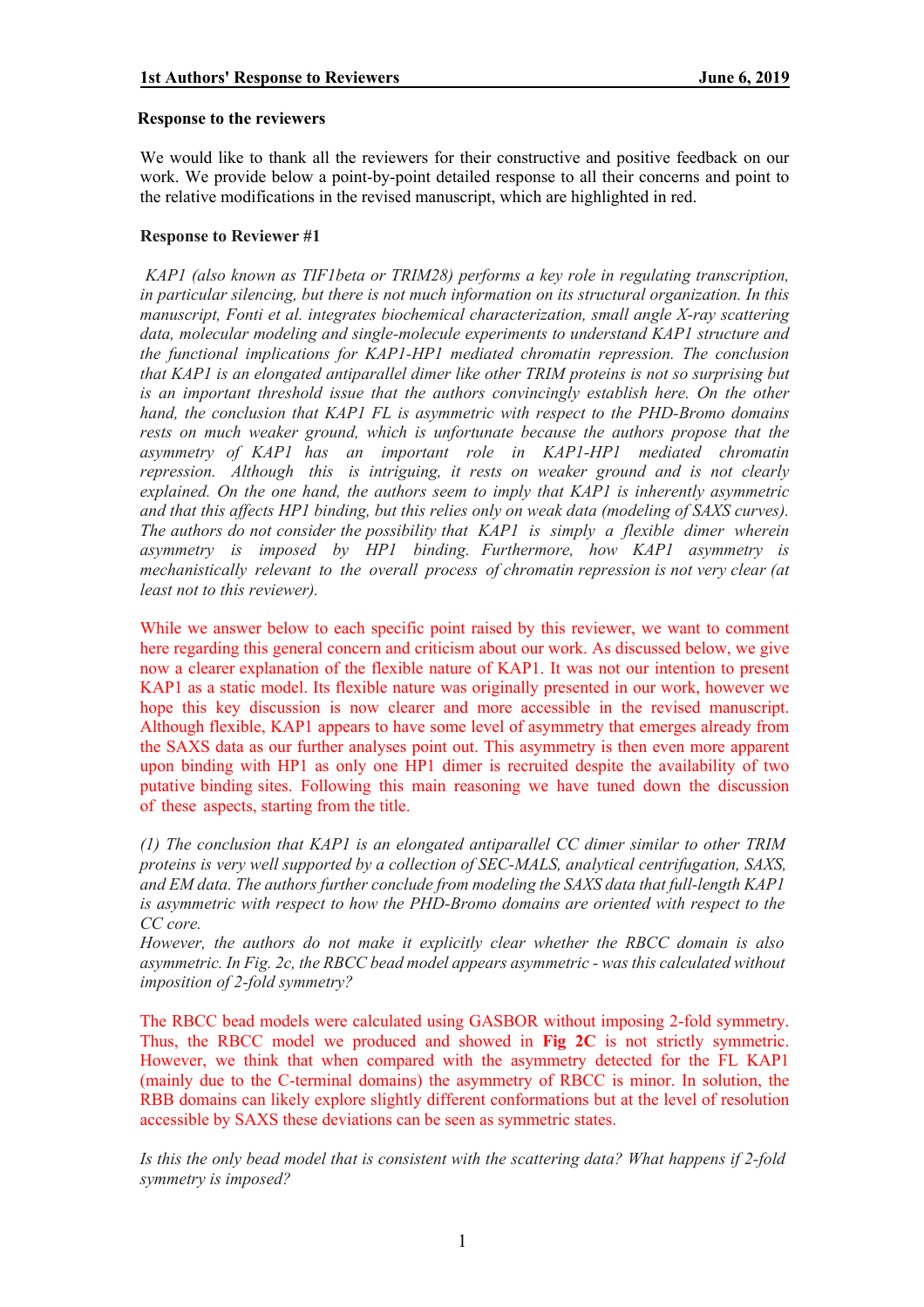**Response to the reviewers**

We would like to thank all the reviewers for their constructive and positive feedback on our work. We provide below a point-by-point detailed response to all their concerns and point to the relative modifications in the revised manuscript, which are highlighted in red.

**Response to Reviewer #1**

*KAP1 (also known as TIF1beta or TRIM28) performs a key role in regulating transcription, in particular silencing, but there is not much information on its structural organization. In this manuscript, Fonti et al. integrates biochemical characterization, small angle X-ray scattering data, molecular modeling and single-molecule experiments to understand KAP1 structure and the functional implications for KAP1-HP1 mediated chromatin repression. The conclusion that KAP1 is an elongated antiparallel dimer like other TRIM proteins is not so surprising but is an important threshold issue that the authors convincingly establish here. On the other hand, the conclusion that KAP1 FL is asymmetric with respect to the PHD-Bromo domains rests on much weaker ground, which is unfortunate because the authors propose that the asymmetry of KAP1 has an important role in KAP1-HP1 mediated chromatin repression. Although this is intriguing, it rests on weaker ground and is not clearly explained. On the one hand, the authors seem to imply that KAP1 is inherently asymmetric and that this affects HP1 binding, but this relies only on weak data (modeling of SAXS curves). The authors do not consider the possibility that KAP1 is simply a flexible dimer wherein asymmetry is imposed by HP1 binding. Furthermore, how KAP1 asymmetry is mechanistically relevant to the overall process of chromatin repression is not very clear (at least not to this reviewer).*

While we answer below to each specific point raised by this reviewer, we want to comment here regarding this general concern and criticism about our work. As discussed below, we give now a clearer explanation of the flexible nature of KAP1. It was not our intention to present KAP1 as a static model. Its flexible nature was originally presented in our work, however we hope this key discussion is now clearer and more accessible in the revised manuscript. Although flexible, KAP1 appears to have some level of asymmetry that emerges already from the SAXS data as our further analyses point out. This asymmetry is then even more apparent upon binding with HP1 as only one HP1 dimer is recruited despite the availability of two putative binding sites. Following this main reasoning we have tuned down the discussion of these aspects, starting from the title.

*(1) The conclusion that KAP1 is an elongated antiparallel CC dimer similar to other TRIM proteins is very well supported by a collection of SEC-MALS, analytical centrifugation, SAXS, and EM data. The authors further conclude from modeling the SAXS data that full-length KAP1 is asymmetric with respect to how the PHD-Bromo domains are oriented with respect to the CC core.*
*However, the authors do not make it explicitly clear whether the RBCC domain is also asymmetric. In Fig. 2c, the RBCC bead model appears asymmetric - was this calculated without imposition of 2-fold symmetry?*

The RBCC bead models were calculated using GASBOR without imposing 2-fold symmetry. Thus, the RBCC model we produced and showed in **Fig 2C** is not strictly symmetric. However, we think that when compared with the asymmetry detected for the FL KAP1 (mainly due to the C-terminal domains) the asymmetry of RBCC is minor. In solution, the RBB domains can likely explore slightly different conformations but at the level of resolution accessible by SAXS these deviations can be seen as symmetric states.

*Is this the only bead model that is consistent with the scattering data? What happens if 2-fold symmetry is imposed?*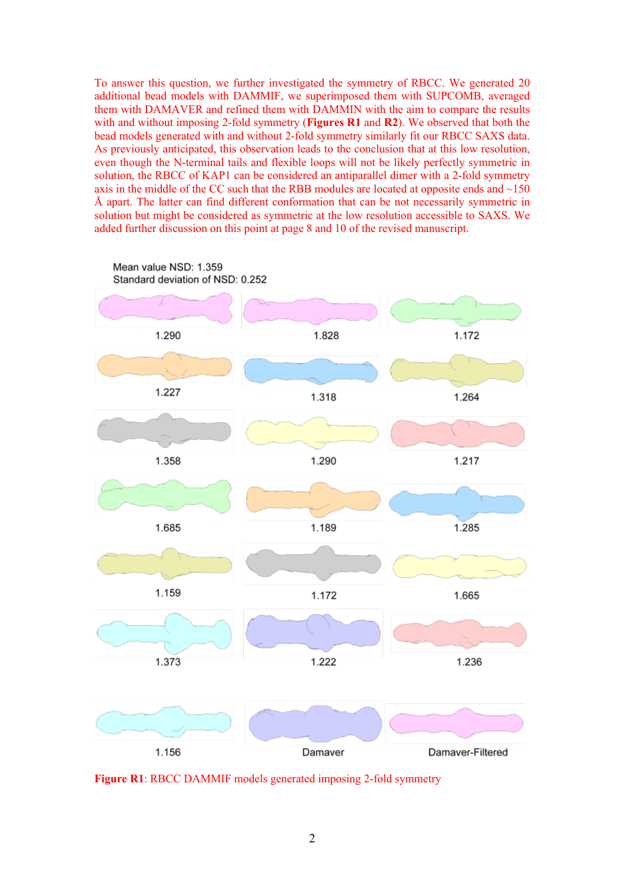To answer this question, we further investigated the symmetry of RBCC. We generated 20 additional bead models with DAMMIF, we superimposed them with SUPCOMB, averaged them with DAMAVER and refined them with DAMMIN with the aim to compare the results with and without imposing 2-fold symmetry (**Figures R1** and **R2**). We observed that both the bead models generated with and without 2-fold symmetry similarly fit our RBCC SAXS data. As previously anticipated, this observation leads to the conclusion that at this low resolution, even though the N-terminal tails and flexible loops will not be likely perfectly symmetric in solution, the RBCC of KAP1 can be considered an antiparallel dimer with a 2-fold symmetry axis in the middle of the CC such that the RBB modules are located at opposite ends and ~150 Å apart. The latter can find different conformation that can be not necessarily symmetric in solution but might be considered as symmetric at the low resolution accessible to SAXS. We added further discussion on this point at page 8 and 10 of the revised manuscript.

Mean value NSD: 1.359
Standard deviation of NSD: 0.252

| | | |
|---|---|---|
| 1.290 | 1.828 | 1.172 |
| 1.227 | 1.318 | 1.264 |
| 1.358 | 1.290 | 1.217 |
| 1.685 | 1.189 | 1.285 |
| 1.159 | 1.172 | 1.665 |
| 1.373 | 1.222 | 1.236 |
| 1.156 | Damaver | Damaver-Filtered |

**Figure R1**: RBCC DAMMIF models generated imposing 2-fold symmetry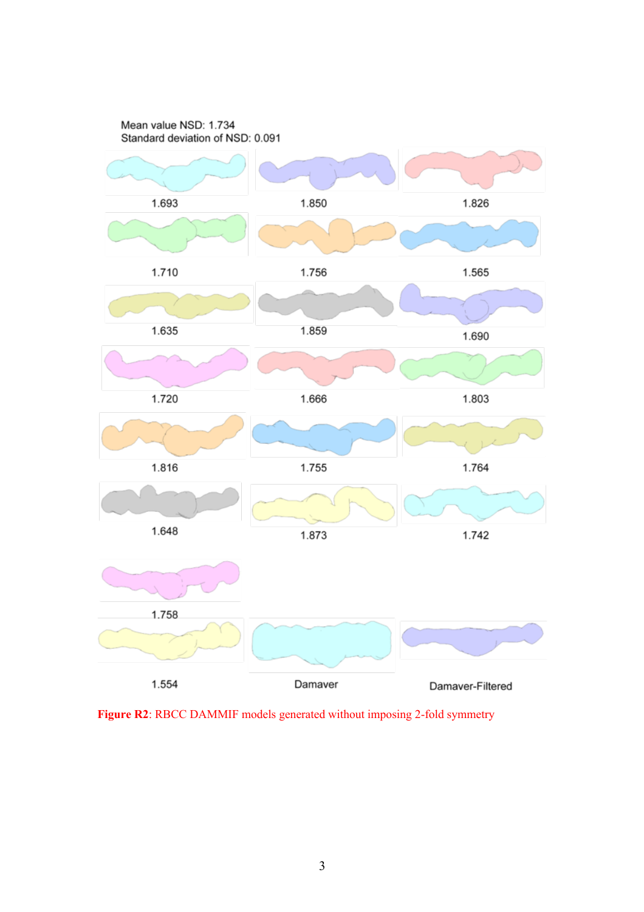Mean value NSD: 1.734
Standard deviation of NSD: 0.091

1.693 | 1.850 | 1.826

1.710 | 1.756 | 1.565

1.635 | 1.859 | 1.690

1.720 | 1.666 | 1.803

1.816 | 1.755 | 1.764

1.648 | 1.873 | 1.742

1.758

1.554 | Damaver | Damaver-Filtered

**Figure R2**: RBCC DAMMIF models generated without imposing 2-fold symmetry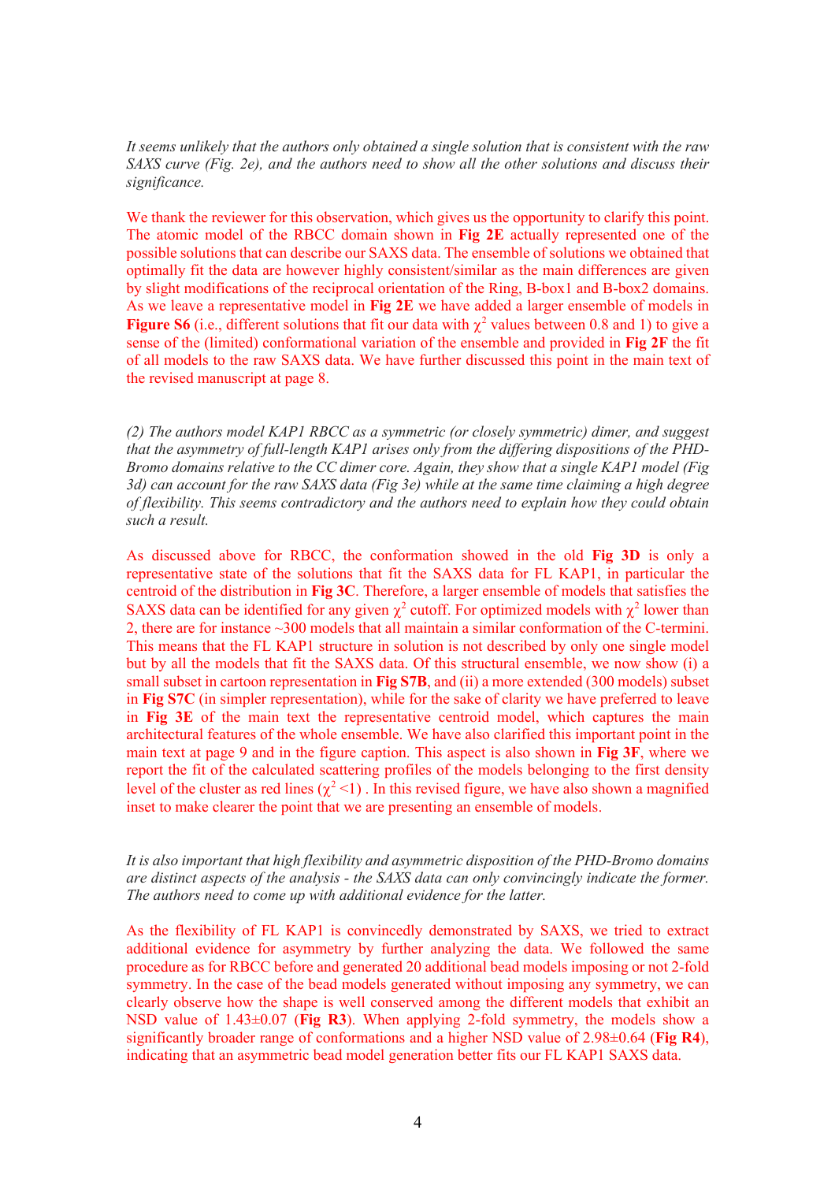*It seems unlikely that the authors only obtained a single solution that is consistent with the raw SAXS curve (Fig. 2e), and the authors need to show all the other solutions and discuss their significance.*

We thank the reviewer for this observation, which gives us the opportunity to clarify this point. The atomic model of the RBCC domain shown in **Fig 2E** actually represented one of the possible solutions that can describe our SAXS data. The ensemble of solutions we obtained that optimally fit the data are however highly consistent/similar as the main differences are given by slight modifications of the reciprocal orientation of the Ring, B-box1 and B-box2 domains. As we leave a representative model in **Fig 2E** we have added a larger ensemble of models in **Figure S6** (i.e., different solutions that fit our data with $\chi^2$ values between 0.8 and 1) to give a sense of the (limited) conformational variation of the ensemble and provided in **Fig 2F** the fit of all models to the raw SAXS data. We have further discussed this point in the main text of the revised manuscript at page 8.

*(2) The authors model KAP1 RBCC as a symmetric (or closely symmetric) dimer, and suggest that the asymmetry of full-length KAP1 arises only from the differing dispositions of the PHD-Bromo domains relative to the CC dimer core. Again, they show that a single KAP1 model (Fig 3d) can account for the raw SAXS data (Fig 3e) while at the same time claiming a high degree of flexibility. This seems contradictory and the authors need to explain how they could obtain such a result.*

As discussed above for RBCC, the conformation showed in the old **Fig 3D** is only a representative state of the solutions that fit the SAXS data for FL KAP1, in particular the centroid of the distribution in **Fig 3C**. Therefore, a larger ensemble of models that satisfies the SAXS data can be identified for any given $\chi^2$ cutoff. For optimized models with $\chi^2$ lower than 2, there are for instance ~300 models that all maintain a similar conformation of the C-termini. This means that the FL KAP1 structure in solution is not described by only one single model but by all the models that fit the SAXS data. Of this structural ensemble, we now show (i) a small subset in cartoon representation in **Fig S7B**, and (ii) a more extended (300 models) subset in **Fig S7C** (in simpler representation), while for the sake of clarity we have preferred to leave in **Fig 3E** of the main text the representative centroid model, which captures the main architectural features of the whole ensemble. We have also clarified this important point in the main text at page 9 and in the figure caption. This aspect is also shown in **Fig 3F**, where we report the fit of the calculated scattering profiles of the models belonging to the first density level of the cluster as red lines ($\chi^2 < 1$) . In this revised figure, we have also shown a magnified inset to make clearer the point that we are presenting an ensemble of models.

*It is also important that high flexibility and asymmetric disposition of the PHD-Bromo domains are distinct aspects of the analysis - the SAXS data can only convincingly indicate the former. The authors need to come up with additional evidence for the latter.*

As the flexibility of FL KAP1 is convincedly demonstrated by SAXS, we tried to extract additional evidence for asymmetry by further analyzing the data. We followed the same procedure as for RBCC before and generated 20 additional bead models imposing or not 2-fold symmetry. In the case of the bead models generated without imposing any symmetry, we can clearly observe how the shape is well conserved among the different models that exhibit an NSD value of 1.43±0.07 (**Fig R3**). When applying 2-fold symmetry, the models show a significantly broader range of conformations and a higher NSD value of 2.98±0.64 (**Fig R4**), indicating that an asymmetric bead model generation better fits our FL KAP1 SAXS data.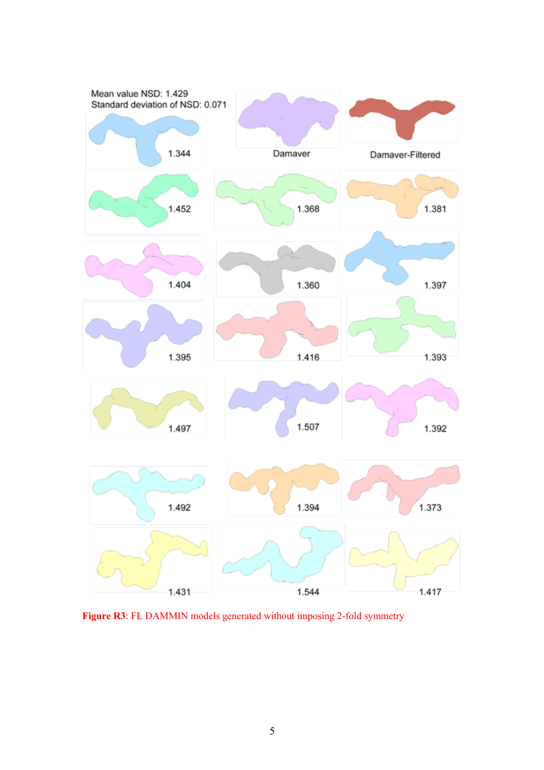**Figure R3**: FL DAMMIN models generated without imposing 2-fold symmetry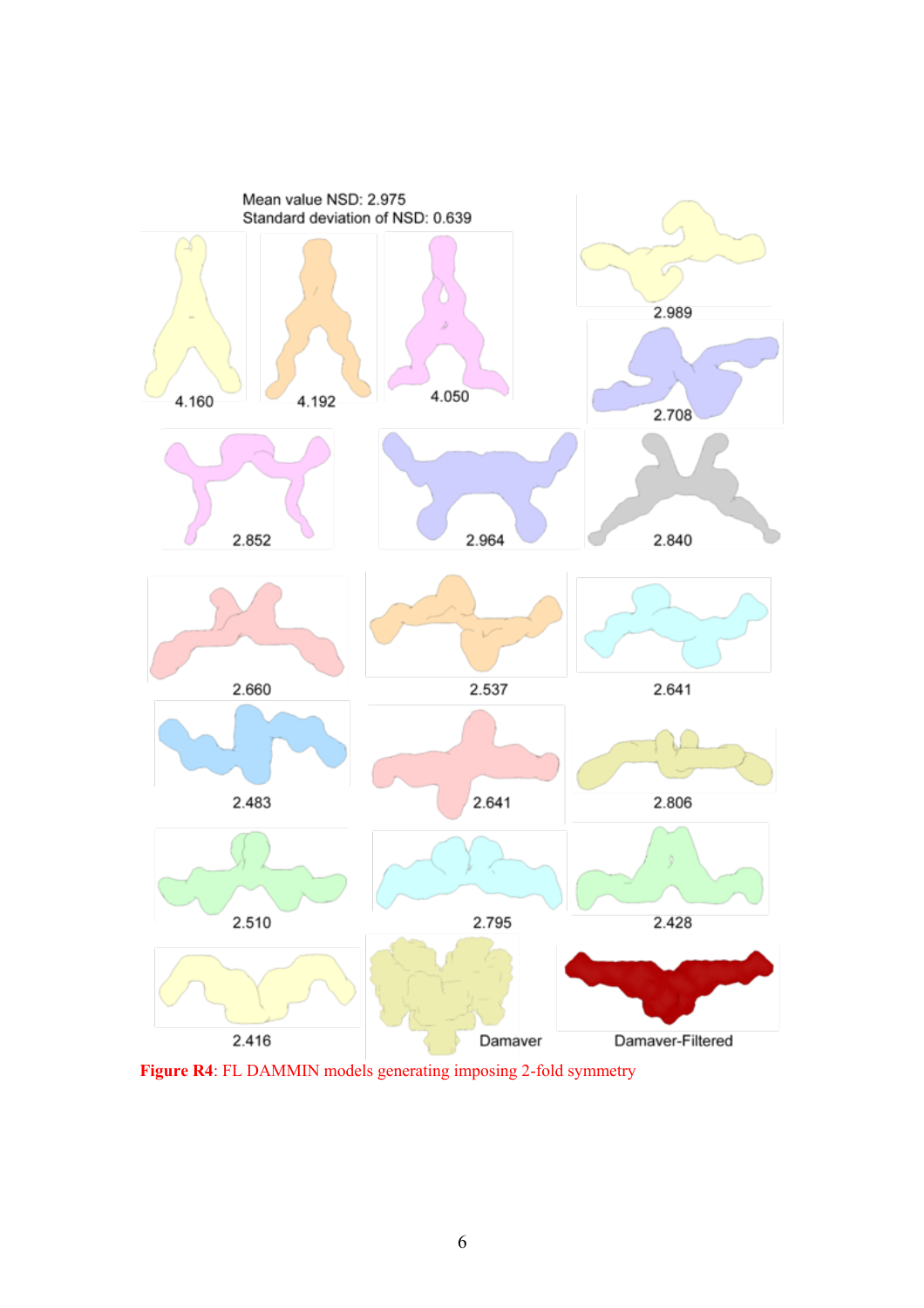Mean value NSD: 2.975
Standard deviation of NSD: 0.639

4.160 4.192 4.050 2.989 2.708 2.852 2.964 2.840 2.660 2.537 2.641 2.483 2.641 2.806 2.510 2.795 2.428 2.416 Damaver Damaver-Filtered

**Figure R4**: FL DAMMIN models generating imposing 2-fold symmetry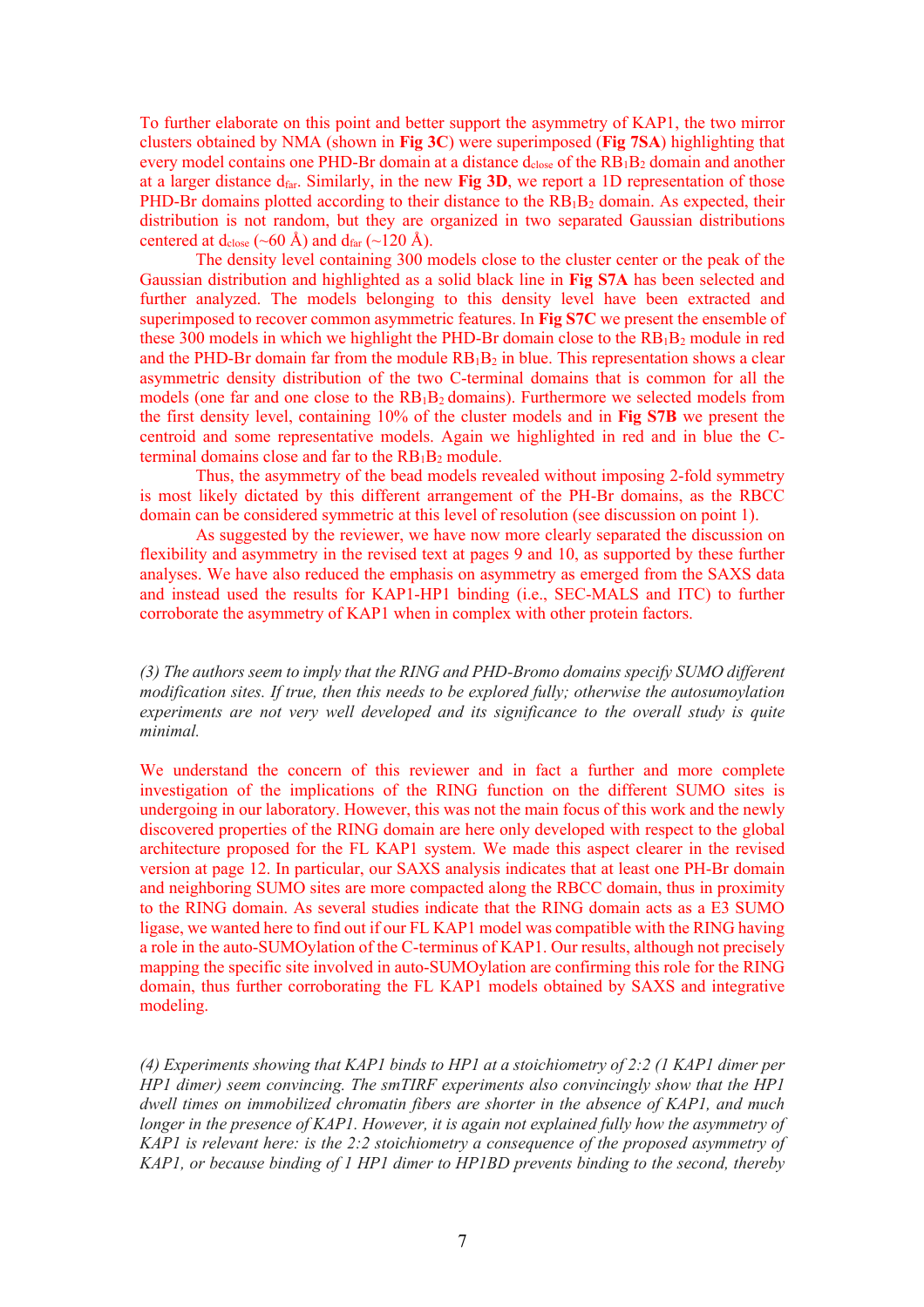To further elaborate on this point and better support the asymmetry of KAP1, the two mirror clusters obtained by NMA (shown in **Fig 3C**) were superimposed (**Fig 7SA**) highlighting that every model contains one PHD-Br domain at a distance $d_{close}$ of the $RB_1B_2$ domain and another at a larger distance $d_{far}$. Similarly, in the new **Fig 3D**, we report a 1D representation of those PHD-Br domains plotted according to their distance to the $RB_1B_2$ domain. As expected, their distribution is not random, but they are organized in two separated Gaussian distributions centered at $d_{close}$ (~60 Å) and $d_{far}$ (~120 Å).

The density level containing 300 models close to the cluster center or the peak of the Gaussian distribution and highlighted as a solid black line in **Fig S7A** has been selected and further analyzed. The models belonging to this density level have been extracted and superimposed to recover common asymmetric features. In **Fig S7C** we present the ensemble of these 300 models in which we highlight the PHD-Br domain close to the $RB_1B_2$ module in red and the PHD-Br domain far from the module $RB_1B_2$ in blue. This representation shows a clear asymmetric density distribution of the two C-terminal domains that is common for all the models (one far and one close to the $RB_1B_2$ domains). Furthermore we selected models from the first density level, containing 10% of the cluster models and in **Fig S7B** we present the centroid and some representative models. Again we highlighted in red and in blue the C-terminal domains close and far to the $RB_1B_2$ module.

Thus, the asymmetry of the bead models revealed without imposing 2-fold symmetry is most likely dictated by this different arrangement of the PH-Br domains, as the RBCC domain can be considered symmetric at this level of resolution (see discussion on point 1).

As suggested by the reviewer, we have now more clearly separated the discussion on flexibility and asymmetry in the revised text at pages 9 and 10, as supported by these further analyses. We have also reduced the emphasis on asymmetry as emerged from the SAXS data and instead used the results for KAP1-HP1 binding (i.e., SEC-MALS and ITC) to further corroborate the asymmetry of KAP1 when in complex with other protein factors.

*(3) The authors seem to imply that the RING and PHD-Bromo domains specify SUMO different modification sites. If true, then this needs to be explored fully; otherwise the autosumoylation experiments are not very well developed and its significance to the overall study is quite minimal.*

We understand the concern of this reviewer and in fact a further and more complete investigation of the implications of the RING function on the different SUMO sites is undergoing in our laboratory. However, this was not the main focus of this work and the newly discovered properties of the RING domain are here only developed with respect to the global architecture proposed for the FL KAP1 system. We made this aspect clearer in the revised version at page 12. In particular, our SAXS analysis indicates that at least one PH-Br domain and neighboring SUMO sites are more compacted along the RBCC domain, thus in proximity to the RING domain. As several studies indicate that the RING domain acts as a E3 SUMO ligase, we wanted here to find out if our FL KAP1 model was compatible with the RING having a role in the auto-SUMOylation of the C-terminus of KAP1. Our results, although not precisely mapping the specific site involved in auto-SUMOylation are confirming this role for the RING domain, thus further corroborating the FL KAP1 models obtained by SAXS and integrative modeling.

*(4) Experiments showing that KAP1 binds to HP1 at a stoichiometry of 2:2 (1 KAP1 dimer per HP1 dimer) seem convincing. The smTIRF experiments also convincingly show that the HP1 dwell times on immobilized chromatin fibers are shorter in the absence of KAP1, and much longer in the presence of KAP1. However, it is again not explained fully how the asymmetry of KAP1 is relevant here: is the 2:2 stoichiometry a consequence of the proposed asymmetry of KAP1, or because binding of 1 HP1 dimer to HP1BD prevents binding to the second, thereby*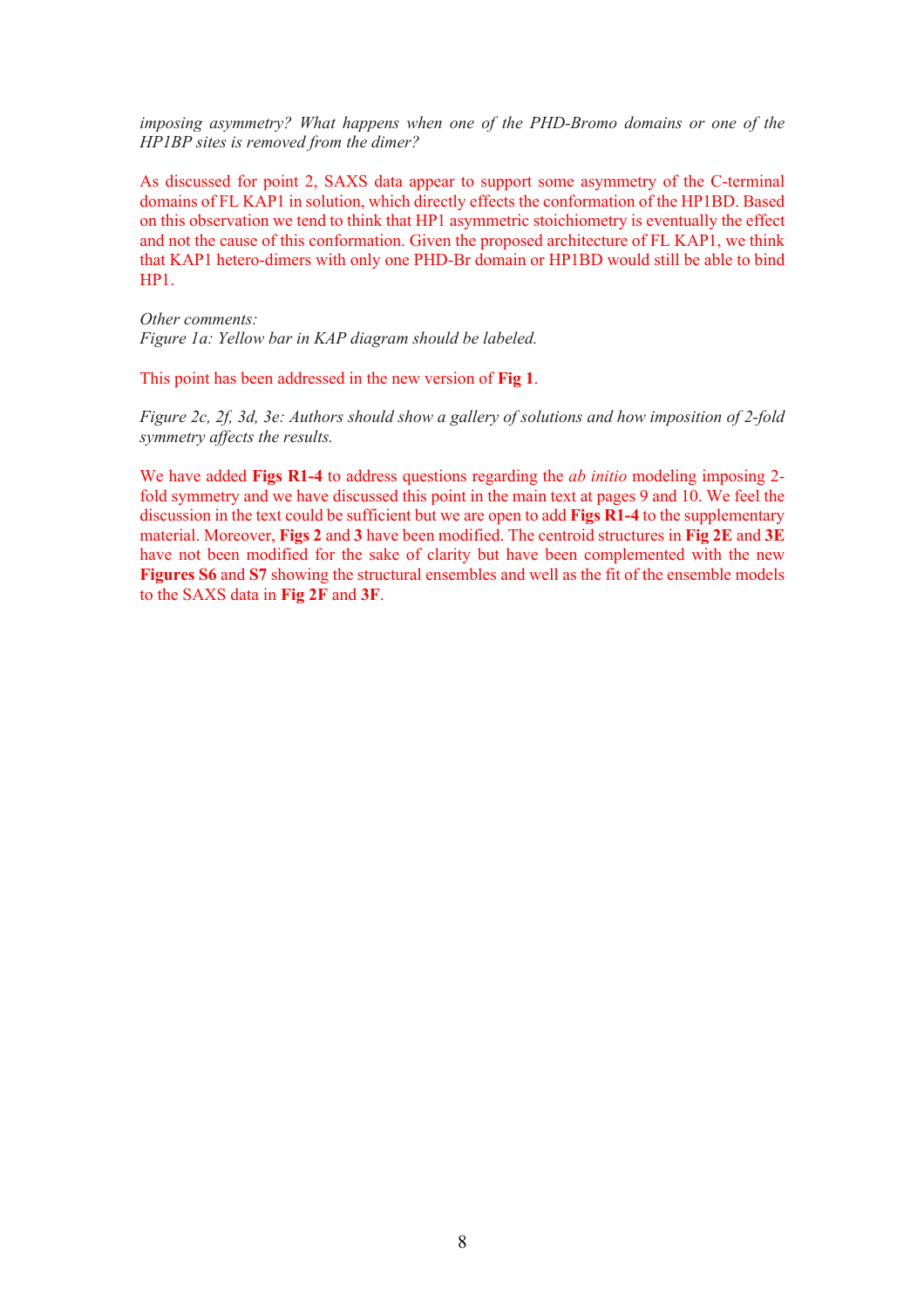*imposing asymmetry? What happens when one of the PHD-Bromo domains or one of the HP1BP sites is removed from the dimer?*

As discussed for point 2, SAXS data appear to support some asymmetry of the C-terminal domains of FL KAP1 in solution, which directly effects the conformation of the HP1BD. Based on this observation we tend to think that HP1 asymmetric stoichiometry is eventually the effect and not the cause of this conformation. Given the proposed architecture of FL KAP1, we think that KAP1 hetero-dimers with only one PHD-Br domain or HP1BD would still be able to bind HP1.

*Other comments:*
*Figure 1a: Yellow bar in KAP diagram should be labeled.*

This point has been addressed in the new version of **Fig 1**.

*Figure 2c, 2f, 3d, 3e: Authors should show a gallery of solutions and how imposition of 2-fold symmetry affects the results.*

We have added **Figs R1-4** to address questions regarding the *ab initio* modeling imposing 2-fold symmetry and we have discussed this point in the main text at pages 9 and 10. We feel the discussion in the text could be sufficient but we are open to add **Figs R1-4** to the supplementary material. Moreover, **Figs 2** and **3** have been modified. The centroid structures in **Fig 2E** and **3E** have not been modified for the sake of clarity but have been complemented with the new **Figures S6** and **S7** showing the structural ensembles and well as the fit of the ensemble models to the SAXS data in **Fig 2F** and **3F**.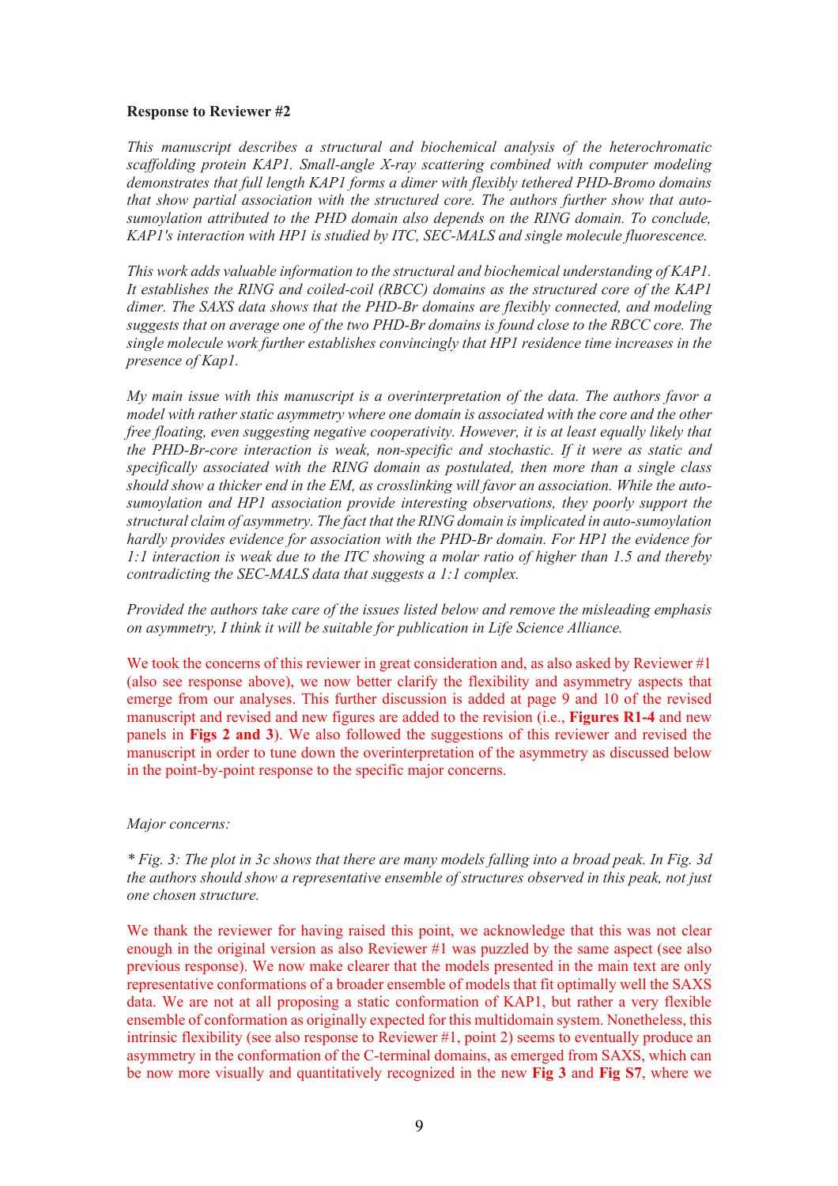**Response to Reviewer #2**

*This manuscript describes a structural and biochemical analysis of the heterochromatic scaffolding protein KAP1. Small-angle X-ray scattering combined with computer modeling demonstrates that full length KAP1 forms a dimer with flexibly tethered PHD-Bromo domains that show partial association with the structured core. The authors further show that auto-sumoylation attributed to the PHD domain also depends on the RING domain. To conclude, KAP1's interaction with HP1 is studied by ITC, SEC-MALS and single molecule fluorescence.*

*This work adds valuable information to the structural and biochemical understanding of KAP1. It establishes the RING and coiled-coil (RBCC) domains as the structured core of the KAP1 dimer. The SAXS data shows that the PHD-Br domains are flexibly connected, and modeling suggests that on average one of the two PHD-Br domains is found close to the RBCC core. The single molecule work further establishes convincingly that HP1 residence time increases in the presence of Kap1.*

*My main issue with this manuscript is a overinterpretation of the data. The authors favor a model with rather static asymmetry where one domain is associated with the core and the other free floating, even suggesting negative cooperativity. However, it is at least equally likely that the PHD-Br-core interaction is weak, non-specific and stochastic. If it were as static and specifically associated with the RING domain as postulated, then more than a single class should show a thicker end in the EM, as crosslinking will favor an association. While the auto-sumoylation and HP1 association provide interesting observations, they poorly support the structural claim of asymmetry. The fact that the RING domain is implicated in auto-sumoylation hardly provides evidence for association with the PHD-Br domain. For HP1 the evidence for 1:1 interaction is weak due to the ITC showing a molar ratio of higher than 1.5 and thereby contradicting the SEC-MALS data that suggests a 1:1 complex.*

*Provided the authors take care of the issues listed below and remove the misleading emphasis on asymmetry, I think it will be suitable for publication in Life Science Alliance.*

We took the concerns of this reviewer in great consideration and, as also asked by Reviewer #1 (also see response above), we now better clarify the flexibility and asymmetry aspects that emerge from our analyses. This further discussion is added at page 9 and 10 of the revised manuscript and revised and new figures are added to the revision (i.e., **Figures R1-4** and new panels in **Figs 2 and 3**). We also followed the suggestions of this reviewer and revised the manuscript in order to tune down the overinterpretation of the asymmetry as discussed below in the point-by-point response to the specific major concerns.

*Major concerns:*

*\* Fig. 3: The plot in 3c shows that there are many models falling into a broad peak. In Fig. 3d the authors should show a representative ensemble of structures observed in this peak, not just one chosen structure.*

We thank the reviewer for having raised this point, we acknowledge that this was not clear enough in the original version as also Reviewer #1 was puzzled by the same aspect (see also previous response). We now make clearer that the models presented in the main text are only representative conformations of a broader ensemble of models that fit optimally well the SAXS data. We are not at all proposing a static conformation of KAP1, but rather a very flexible ensemble of conformation as originally expected for this multidomain system. Nonetheless, this intrinsic flexibility (see also response to Reviewer #1, point 2) seems to eventually produce an asymmetry in the conformation of the C-terminal domains, as emerged from SAXS, which can be now more visually and quantitatively recognized in the new **Fig 3** and **Fig S7**, where we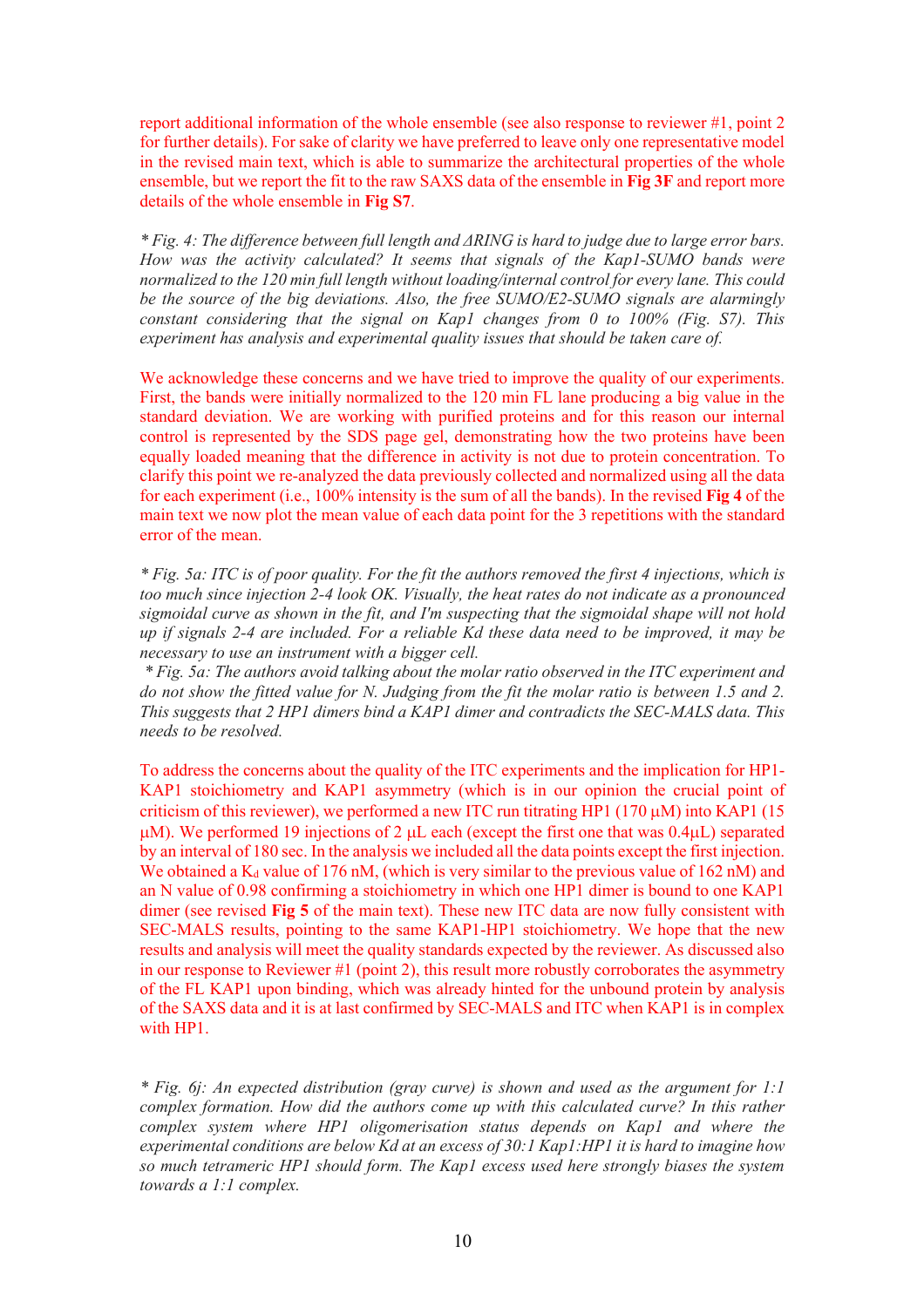report additional information of the whole ensemble (see also response to reviewer #1, point 2 for further details). For sake of clarity we have preferred to leave only one representative model in the revised main text, which is able to summarize the architectural properties of the whole ensemble, but we report the fit to the raw SAXS data of the ensemble in **Fig 3F** and report more details of the whole ensemble in **Fig S7**.

*\* Fig. 4: The difference between full length and ΔRING is hard to judge due to large error bars. How was the activity calculated? It seems that signals of the Kap1-SUMO bands were normalized to the 120 min full length without loading/internal control for every lane. This could be the source of the big deviations. Also, the free SUMO/E2-SUMO signals are alarmingly constant considering that the signal on Kap1 changes from 0 to 100% (Fig. S7). This experiment has analysis and experimental quality issues that should be taken care of.*

We acknowledge these concerns and we have tried to improve the quality of our experiments. First, the bands were initially normalized to the 120 min FL lane producing a big value in the standard deviation. We are working with purified proteins and for this reason our internal control is represented by the SDS page gel, demonstrating how the two proteins have been equally loaded meaning that the difference in activity is not due to protein concentration. To clarify this point we re-analyzed the data previously collected and normalized using all the data for each experiment (i.e., 100% intensity is the sum of all the bands). In the revised **Fig 4** of the main text we now plot the mean value of each data point for the 3 repetitions with the standard error of the mean.

*\* Fig. 5a: ITC is of poor quality. For the fit the authors removed the first 4 injections, which is too much since injection 2-4 look OK. Visually, the heat rates do not indicate as a pronounced sigmoidal curve as shown in the fit, and I'm suspecting that the sigmoidal shape will not hold up if signals 2-4 are included. For a reliable Kd these data need to be improved, it may be necessary to use an instrument with a bigger cell.*
*\* Fig. 5a: The authors avoid talking about the molar ratio observed in the ITC experiment and do not show the fitted value for N. Judging from the fit the molar ratio is between 1.5 and 2. This suggests that 2 HP1 dimers bind a KAP1 dimer and contradicts the SEC-MALS data. This needs to be resolved.*

To address the concerns about the quality of the ITC experiments and the implication for HP1-KAP1 stoichiometry and KAP1 asymmetry (which is in our opinion the crucial point of criticism of this reviewer), we performed a new ITC run titrating HP1 (170 μM) into KAP1 (15 μM). We performed 19 injections of 2 μL each (except the first one that was 0.4μL) separated by an interval of 180 sec. In the analysis we included all the data points except the first injection. We obtained a $K_d$ value of 176 nM, (which is very similar to the previous value of 162 nM) and an N value of 0.98 confirming a stoichiometry in which one HP1 dimer is bound to one KAP1 dimer (see revised **Fig 5** of the main text). These new ITC data are now fully consistent with SEC-MALS results, pointing to the same KAP1-HP1 stoichiometry. We hope that the new results and analysis will meet the quality standards expected by the reviewer. As discussed also in our response to Reviewer #1 (point 2), this result more robustly corroborates the asymmetry of the FL KAP1 upon binding, which was already hinted for the unbound protein by analysis of the SAXS data and it is at last confirmed by SEC-MALS and ITC when KAP1 is in complex with HP1.

*\* Fig. 6j: An expected distribution (gray curve) is shown and used as the argument for 1:1 complex formation. How did the authors come up with this calculated curve? In this rather complex system where HP1 oligomerisation status depends on Kap1 and where the experimental conditions are below Kd at an excess of 30:1 Kap1:HP1 it is hard to imagine how so much tetrameric HP1 should form. The Kap1 excess used here strongly biases the system towards a 1:1 complex.*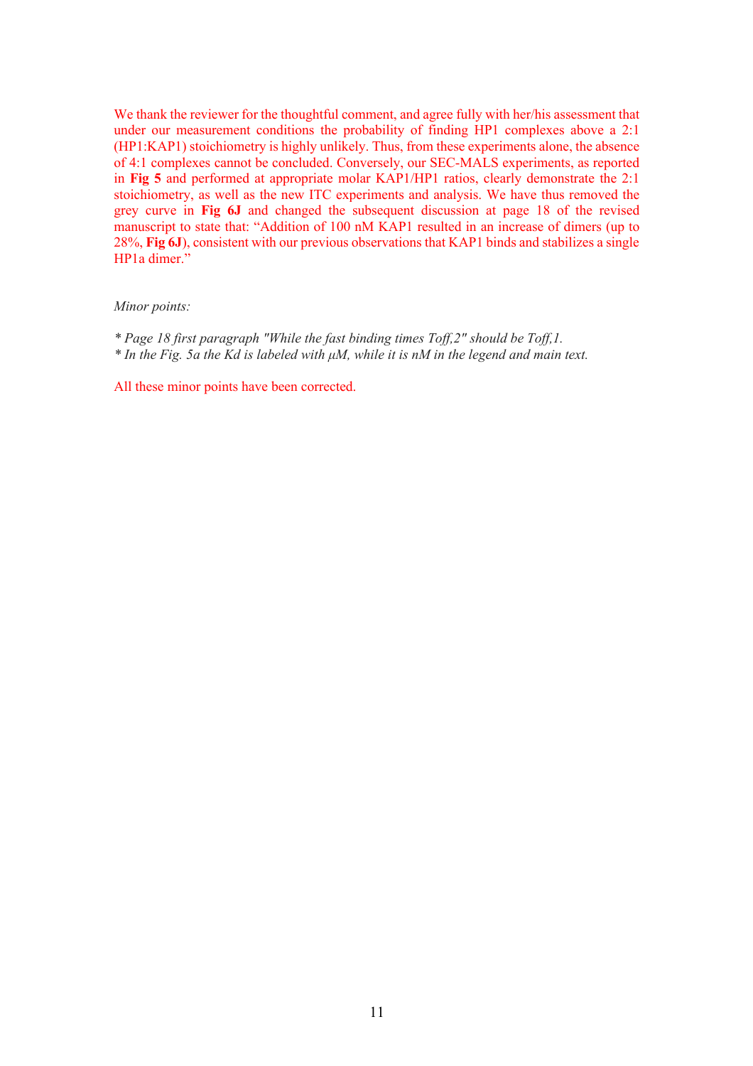We thank the reviewer for the thoughtful comment, and agree fully with her/his assessment that under our measurement conditions the probability of finding HP1 complexes above a 2:1 (HP1:KAP1) stoichiometry is highly unlikely. Thus, from these experiments alone, the absence of 4:1 complexes cannot be concluded. Conversely, our SEC-MALS experiments, as reported in **Fig 5** and performed at appropriate molar KAP1/HP1 ratios, clearly demonstrate the 2:1 stoichiometry, as well as the new ITC experiments and analysis. We have thus removed the grey curve in **Fig 6J** and changed the subsequent discussion at page 18 of the revised manuscript to state that: "Addition of 100 nM KAP1 resulted in an increase of dimers (up to 28%, **Fig 6J**), consistent with our previous observations that KAP1 binds and stabilizes a single HP1a dimer."

*Minor points:*

* *Page 18 first paragraph "While the fast binding times* $T_{off,2}$*" should be* $T_{off,1}$*.*
* *In the Fig. 5a the Kd is labeled with µM, while it is nM in the legend and main text.*

All these minor points have been corrected.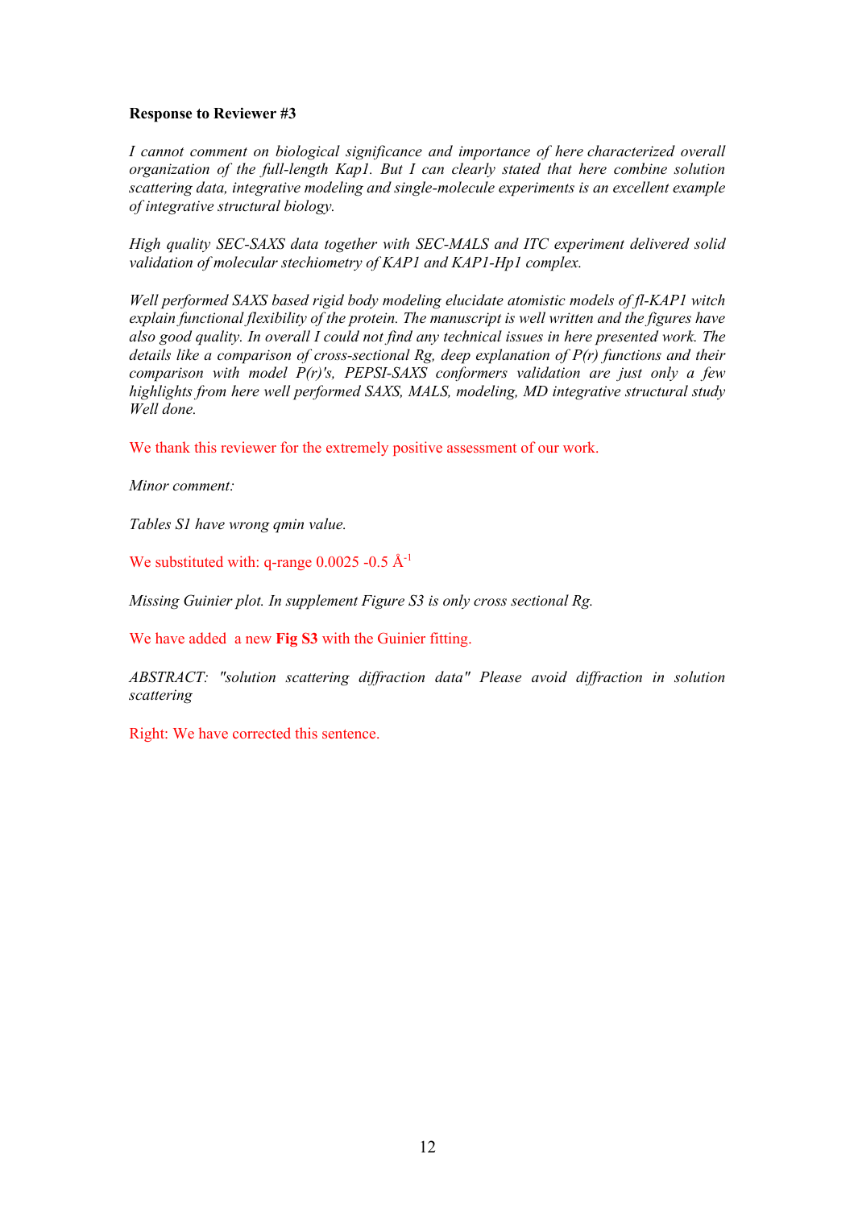**Response to Reviewer #3**

*I cannot comment on biological significance and importance of here characterized overall organization of the full-length Kap1. But I can clearly stated that here combine solution scattering data, integrative modeling and single-molecule experiments is an excellent example of integrative structural biology.*

*High quality SEC-SAXS data together with SEC-MALS and ITC experiment delivered solid validation of molecular stechiometry of KAP1 and KAP1-Hp1 complex.*

*Well performed SAXS based rigid body modeling elucidate atomistic models of fl-KAP1 witch explain functional flexibility of the protein. The manuscript is well written and the figures have also good quality. In overall I could not find any technical issues in here presented work. The details like a comparison of cross-sectional Rg, deep explanation of P(r) functions and their comparison with model P(r)'s, PEPSI-SAXS conformers validation are just only a few highlights from here well performed SAXS, MALS, modeling, MD integrative structural study Well done.*

We thank this reviewer for the extremely positive assessment of our work.

*Minor comment:*

*Tables S1 have wrong qmin value.*

We substituted with: q-range 0.0025 -0.5 Å$^{-1}$

*Missing Guinier plot. In supplement Figure S3 is only cross sectional Rg.*

We have added a new **Fig S3** with the Guinier fitting.

*ABSTRACT: "solution scattering diffraction data" Please avoid diffraction in solution scattering*

Right: We have corrected this sentence.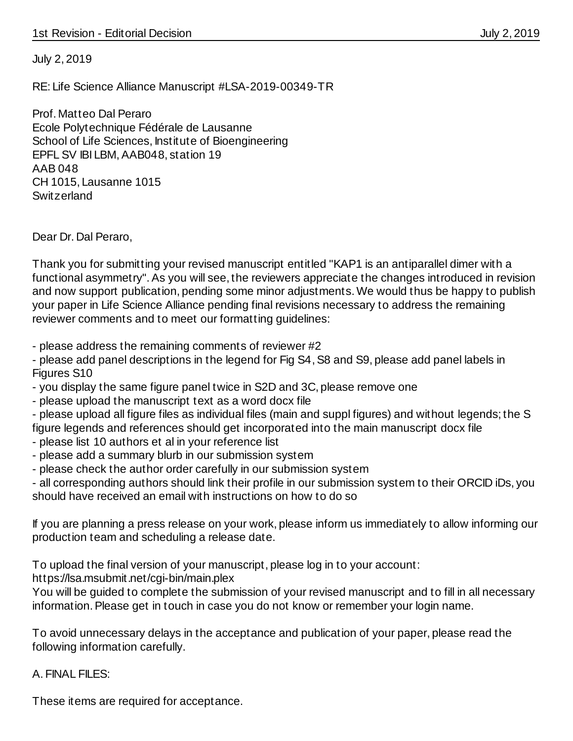July 2, 2019

RE: Life Science Alliance Manuscript #LSA-2019-00349-TR

Prof. Matteo Dal Peraro
Ecole Polytechnique Fédérale de Lausanne
School of Life Sciences, Institute of Bioengineering
EPFL SV IBI LBM, AAB048, station 19
AAB 048
CH 1015, Lausanne 1015
Switzerland

Dear Dr. Dal Peraro,

Thank you for submitting your revised manuscript entitled "KAP1 is an antiparallel dimer with a functional asymmetry". As you will see, the reviewers appreciate the changes introduced in revision and now support publication, pending some minor adjustments. We would thus be happy to publish your paper in Life Science Alliance pending final revisions necessary to address the remaining reviewer comments and to meet our formatting guidelines:

- please address the remaining comments of reviewer #2
- please add panel descriptions in the legend for Fig S4, S8 and S9, please add panel labels in Figures S10
- you display the same figure panel twice in S2D and 3C, please remove one
- please upload the manuscript text as a word docx file
- please upload all figure files as individual files (main and suppl figures) and without legends; the S figure legends and references should get incorporated into the main manuscript docx file
- please list 10 authors et al in your reference list
- please add a summary blurb in our submission system
- please check the author order carefully in our submission system
- all corresponding authors should link their profile in our submission system to their ORCID iDs, you should have received an email with instructions on how to do so

If you are planning a press release on your work, please inform us immediately to allow informing our production team and scheduling a release date.

To upload the final version of your manuscript, please log in to your account:
https://lsa.msubmit.net/cgi-bin/main.plex
You will be guided to complete the submission of your revised manuscript and to fill in all necessary information. Please get in touch in case you do not know or remember your login name.

To avoid unnecessary delays in the acceptance and publication of your paper, please read the following information carefully.

A. FINAL FILES:

These items are required for acceptance.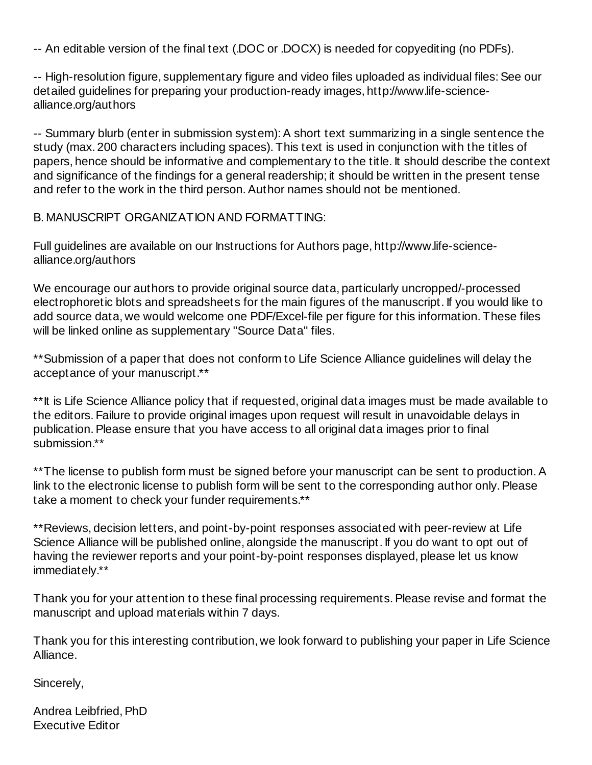-- An editable version of the final text (.DOC or .DOCX) is needed for copyediting (no PDFs).

-- High-resolution figure, supplementary figure and video files uploaded as individual files: See our detailed guidelines for preparing your production-ready images, http://www.life-science-alliance.org/authors

-- Summary blurb (enter in submission system): A short text summarizing in a single sentence the study (max. 200 characters including spaces). This text is used in conjunction with the titles of papers, hence should be informative and complementary to the title. It should describe the context and significance of the findings for a general readership; it should be written in the present tense and refer to the work in the third person. Author names should not be mentioned.

B. MANUSCRIPT ORGANIZATION AND FORMATTING:

Full guidelines are available on our Instructions for Authors page, http://www.life-science-alliance.org/authors

We encourage our authors to provide original source data, particularly uncropped/-processed electrophoretic blots and spreadsheets for the main figures of the manuscript. If you would like to add source data, we would welcome one PDF/Excel-file per figure for this information. These files will be linked online as supplementary "Source Data" files.

**Submission of a paper that does not conform to Life Science Alliance guidelines will delay the acceptance of your manuscript.**

**It is Life Science Alliance policy that if requested, original data images must be made available to the editors. Failure to provide original images upon request will result in unavoidable delays in publication. Please ensure that you have access to all original data images prior to final submission.**

**The license to publish form must be signed before your manuscript can be sent to production. A link to the electronic license to publish form will be sent to the corresponding author only. Please take a moment to check your funder requirements.**

**Reviews, decision letters, and point-by-point responses associated with peer-review at Life Science Alliance will be published online, alongside the manuscript. If you do want to opt out of having the reviewer reports and your point-by-point responses displayed, please let us know immediately.**

Thank you for your attention to these final processing requirements. Please revise and format the manuscript and upload materials within 7 days.

Thank you for this interesting contribution, we look forward to publishing your paper in Life Science Alliance.

Sincerely,

Andrea Leibfried, PhD
Executive Editor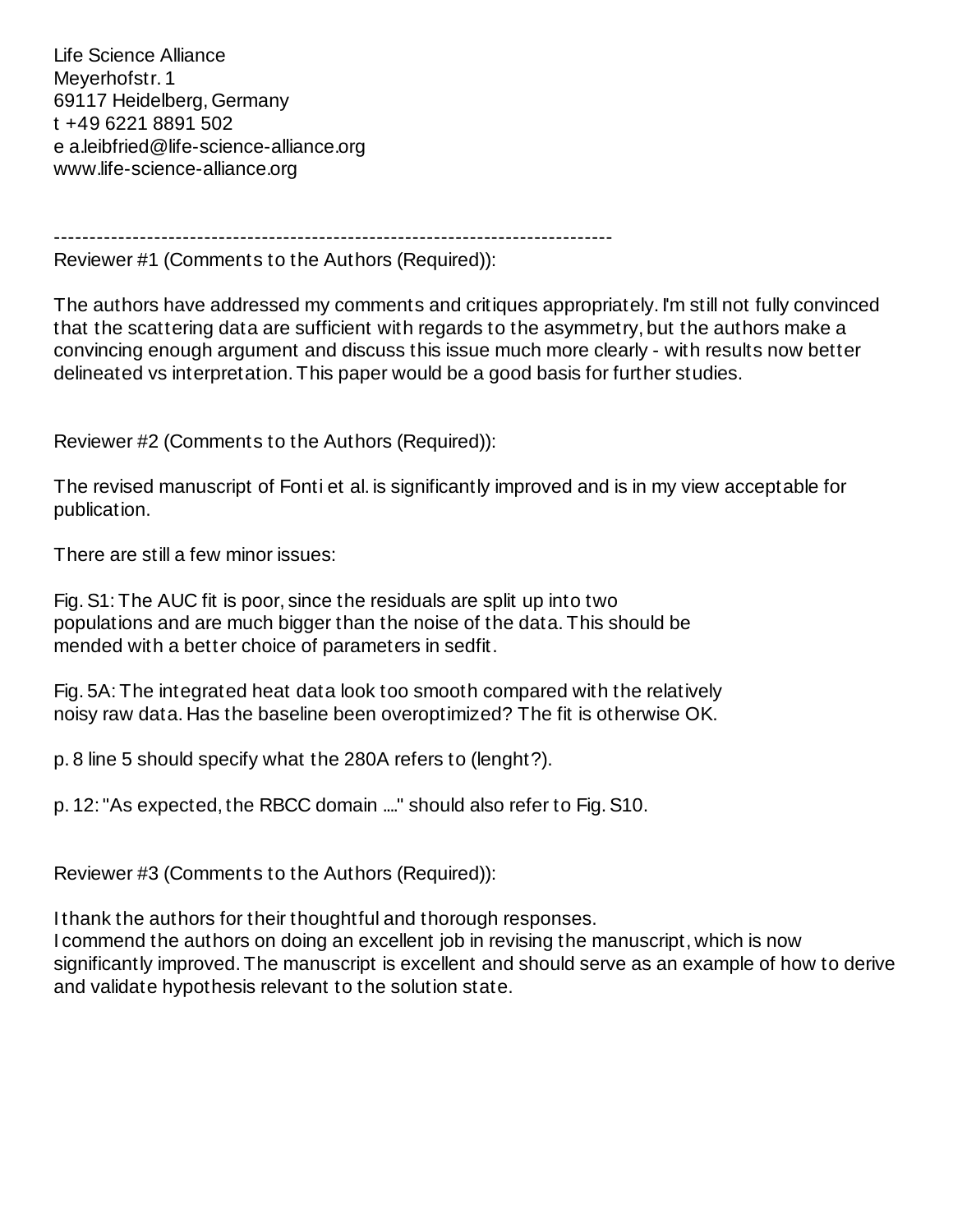Life Science Alliance
Meyerhofstr. 1
69117 Heidelberg, Germany
t +49 6221 8891 502
e a.leibfried@life-science-alliance.org
www.life-science-alliance.org

---

Reviewer #1 (Comments to the Authors (Required)):

The authors have addressed my comments and critiques appropriately. I'm still not fully convinced that the scattering data are sufficient with regards to the asymmetry, but the authors make a convincing enough argument and discuss this issue much more clearly - with results now better delineated vs interpretation. This paper would be a good basis for further studies.

Reviewer #2 (Comments to the Authors (Required)):

The revised manuscript of Fonti et al. is significantly improved and is in my view acceptable for publication.

There are still a few minor issues:

Fig. S1: The AUC fit is poor, since the residuals are split up into two populations and are much bigger than the noise of the data. This should be mended with a better choice of parameters in sedfit.

Fig. 5A: The integrated heat data look too smooth compared with the relatively noisy raw data. Has the baseline been overoptimized? The fit is otherwise OK.

p. 8 line 5 should specify what the 280A refers to (lenght?).

p. 12: "As expected, the RBCC domain ...." should also refer to Fig. S10.

Reviewer #3 (Comments to the Authors (Required)):

I thank the authors for their thoughtful and thorough responses.
I commend the authors on doing an excellent job in revising the manuscript, which is now significantly improved. The manuscript is excellent and should serve as an example of how to derive and validate hypothesis relevant to the solution state.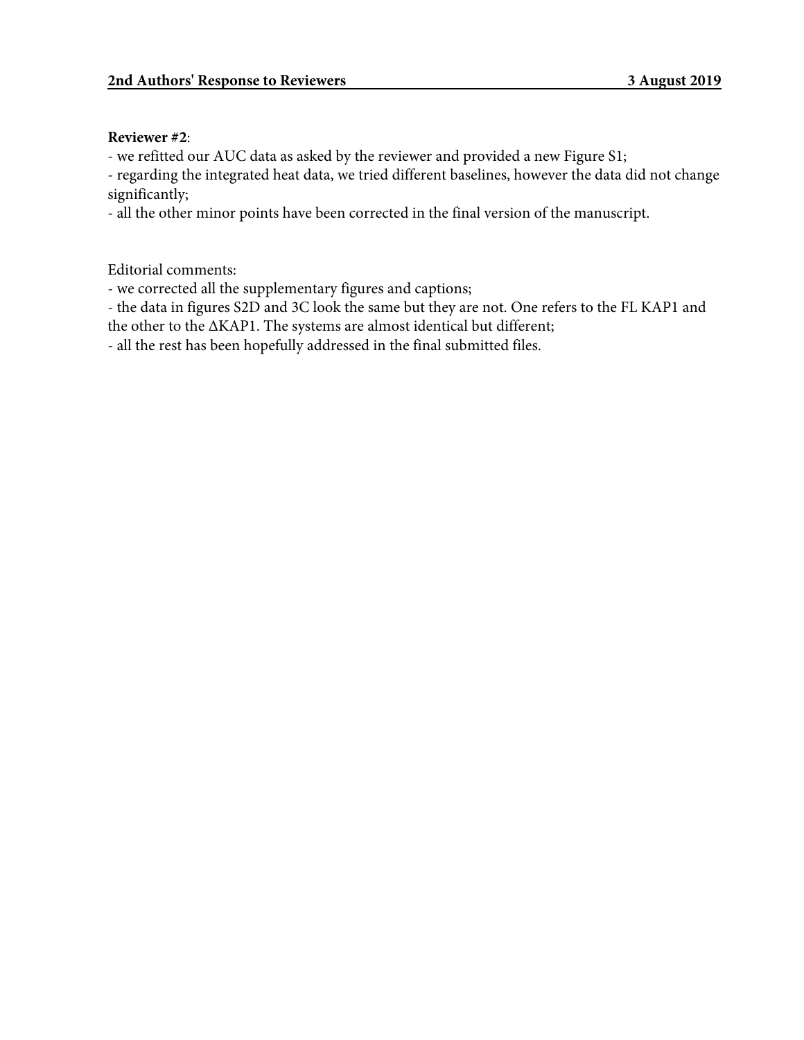**2nd Authors' Response to Reviewers** **3 August 2019**

**Reviewer #2**:

- we refitted our AUC data as asked by the reviewer and provided a new Figure S1;
- regarding the integrated heat data, we tried different baselines, however the data did not change significantly;
- all the other minor points have been corrected in the final version of the manuscript.

Editorial comments:

- we corrected all the supplementary figures and captions;
- the data in figures S2D and 3C look the same but they are not. One refers to the FL KAP1 and the other to the ΔKAP1. The systems are almost identical but different;
- all the rest has been hopefully addressed in the final submitted files.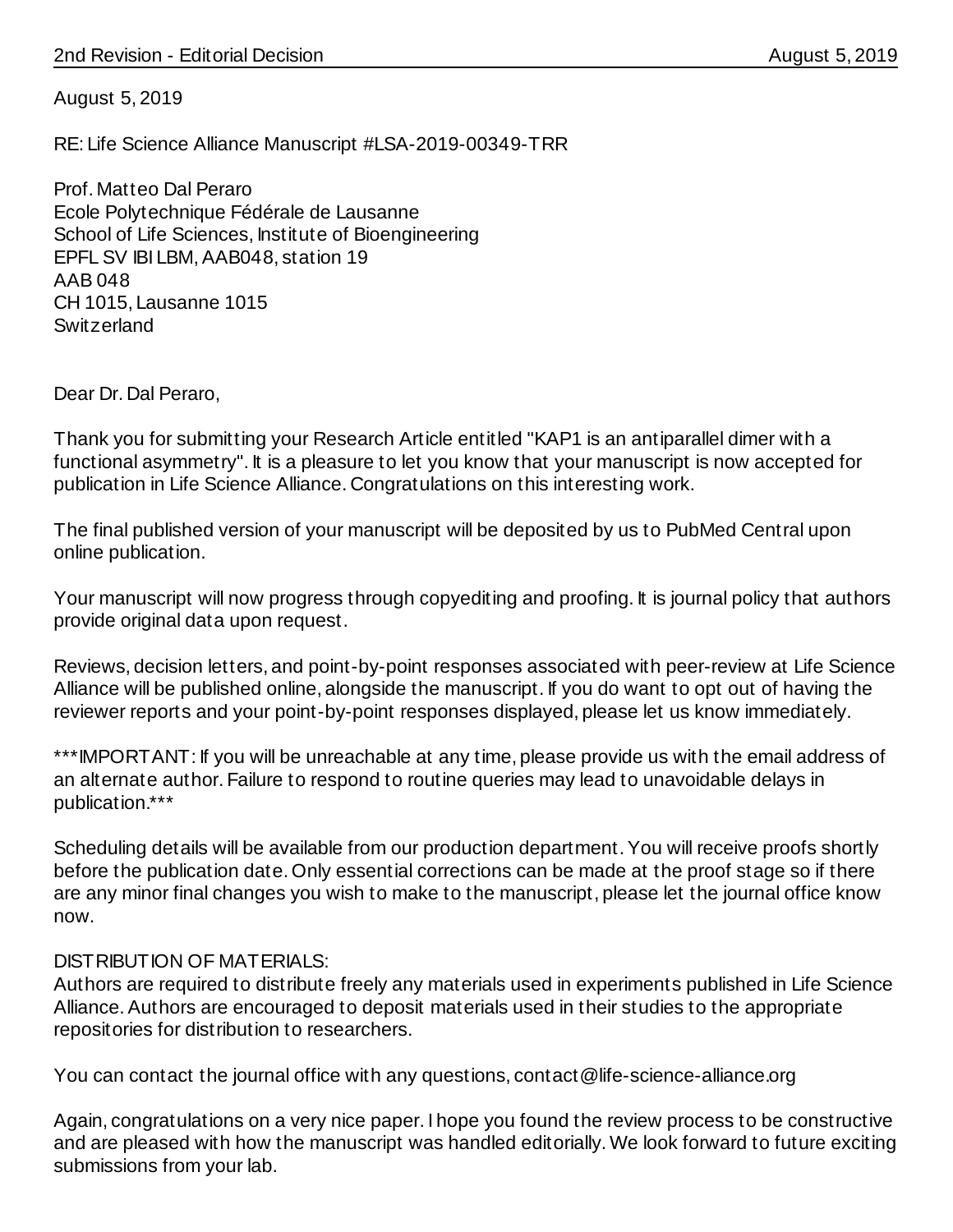August 5, 2019

RE: Life Science Alliance Manuscript #LSA-2019-00349-TRR

Prof. Matteo Dal Peraro
Ecole Polytechnique Fédérale de Lausanne
School of Life Sciences, Institute of Bioengineering
EPFL SV IBI LBM, AAB048, station 19
AAB 048
CH 1015, Lausanne 1015
Switzerland

Dear Dr. Dal Peraro,

Thank you for submitting your Research Article entitled "KAP1 is an antiparallel dimer with a functional asymmetry". It is a pleasure to let you know that your manuscript is now accepted for publication in Life Science Alliance. Congratulations on this interesting work.

The final published version of your manuscript will be deposited by us to PubMed Central upon online publication.

Your manuscript will now progress through copyediting and proofing. It is journal policy that authors provide original data upon request.

Reviews, decision letters, and point-by-point responses associated with peer-review at Life Science Alliance will be published online, alongside the manuscript. If you do want to opt out of having the reviewer reports and your point-by-point responses displayed, please let us know immediately.

***IMPORTANT: If you will be unreachable at any time, please provide us with the email address of an alternate author. Failure to respond to routine queries may lead to unavoidable delays in publication.***

Scheduling details will be available from our production department. You will receive proofs shortly before the publication date. Only essential corrections can be made at the proof stage so if there are any minor final changes you wish to make to the manuscript, please let the journal office know now.

DISTRIBUTION OF MATERIALS:
Authors are required to distribute freely any materials used in experiments published in Life Science Alliance. Authors are encouraged to deposit materials used in their studies to the appropriate repositories for distribution to researchers.

You can contact the journal office with any questions, contact@life-science-alliance.org

Again, congratulations on a very nice paper. I hope you found the review process to be constructive and are pleased with how the manuscript was handled editorially. We look forward to future exciting submissions from your lab.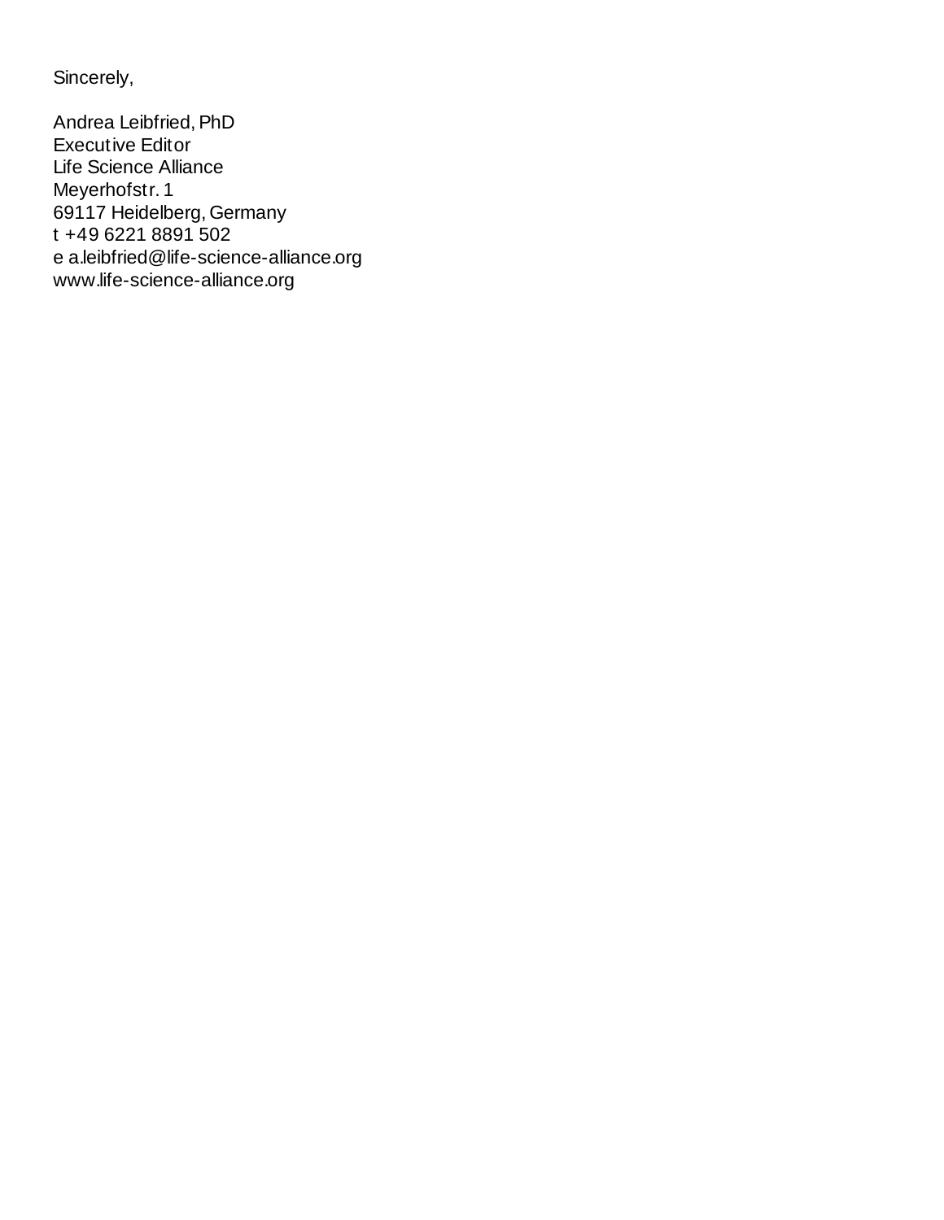Sincerely,

Andrea Leibfried, PhD  
Executive Editor  
Life Science Alliance  
Meyerhofstr. 1  
69117 Heidelberg, Germany  
t +49 6221 8891 502  
e a.leibfried@life-science-alliance.org  
www.life-science-alliance.org